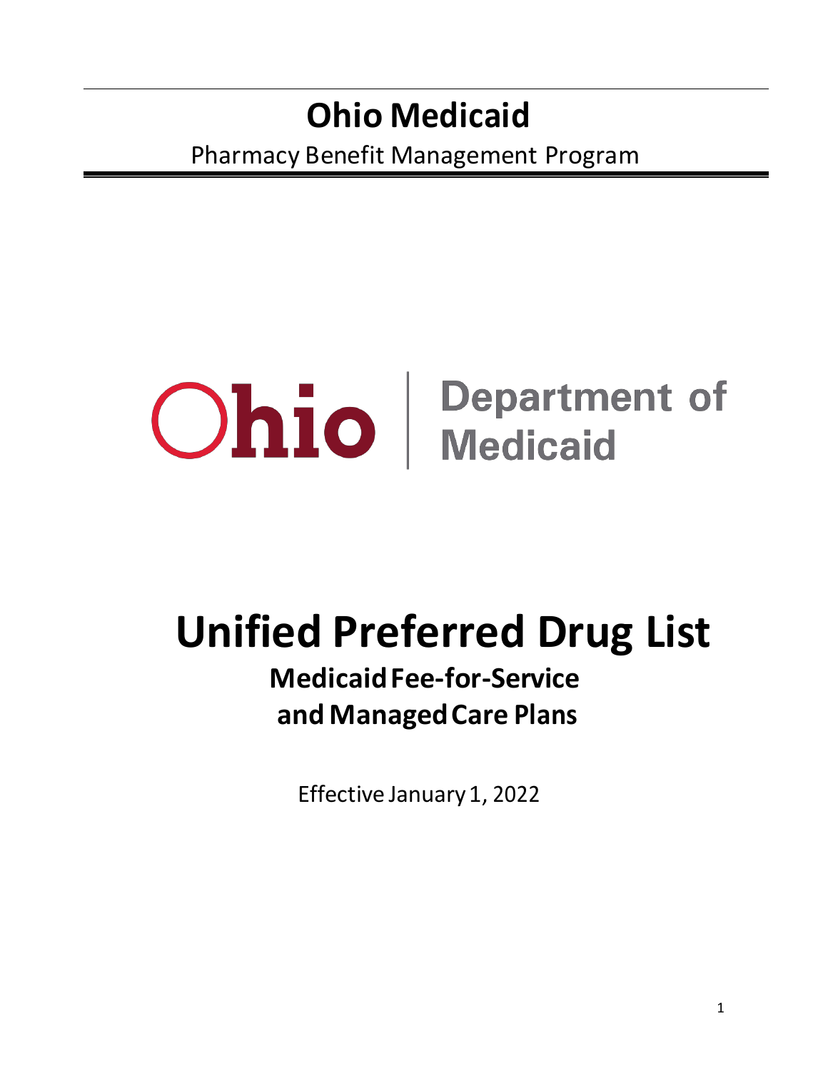# Ohio Medicaid

Pharmacy Benefit Management Program

Ohio | Department of Medicaid

# Unified Preferred Drug List

## Medicaid Fee-for-Service and Managed Care Plans

Effective January 1, 2022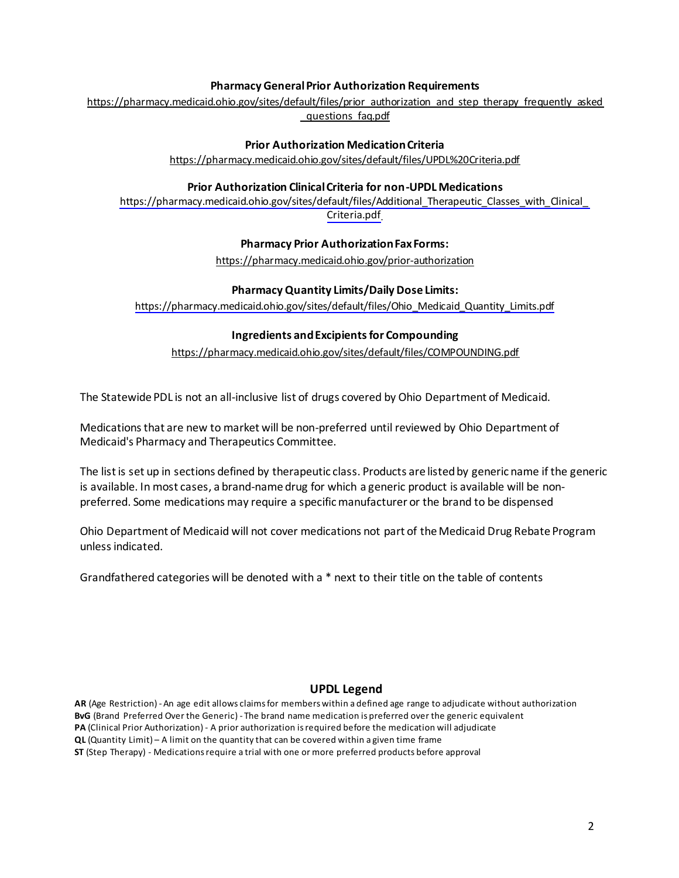**Pharmacy General Prior Authorization Requirements**

https://pharmacy.medicaid.ohio.gov/sites/default/files/prior_authorization_and_step_therapy_frequently_asked_questions_faq.pdf

**Prior Authorization Medication Criteria**

https://pharmacy.medicaid.ohio.gov/sites/default/files/UPDL%20Criteria.pdf

**Prior Authorization Clinical Criteria for non-UPDL Medications**

https://pharmacy.medicaid.ohio.gov/sites/default/files/Additional_Therapeutic_Classes_with_Clinical_Criteria.pdf

**Pharmacy Prior Authorization Fax Forms:**

https://pharmacy.medicaid.ohio.gov/prior-authorization

**Pharmacy Quantity Limits/Daily Dose Limits:**

https://pharmacy.medicaid.ohio.gov/sites/default/files/Ohio_Medicaid_Quantity_Limits.pdf

**Ingredients and Excipients for Compounding**

https://pharmacy.medicaid.ohio.gov/sites/default/files/COMPOUNDING.pdf

The Statewide PDL is not an all-inclusive list of drugs covered by Ohio Department of Medicaid.

Medications that are new to market will be non-preferred until reviewed by Ohio Department of Medicaid's Pharmacy and Therapeutics Committee.

The list is set up in sections defined by therapeutic class. Products are listed by generic name if the generic is available. In most cases, a brand-name drug for which a generic product is available will be non-preferred. Some medications may require a specific manufacturer or the brand to be dispensed

Ohio Department of Medicaid will not cover medications not part of the Medicaid Drug Rebate Program unless indicated.

Grandfathered categories will be denoted with a * next to their title on the table of contents

## UPDL Legend

**AR** (Age Restriction) - An age edit allows claims for members within a defined age range to adjudicate without authorization
**BvG** (Brand Preferred Over the Generic) - The brand name medication is preferred over the generic equivalent
**PA** (Clinical Prior Authorization) - A prior authorization is required before the medication will adjudicate
**QL** (Quantity Limit) – A limit on the quantity that can be covered within a given time frame
**ST** (Step Therapy) - Medications require a trial with one or more preferred products before approval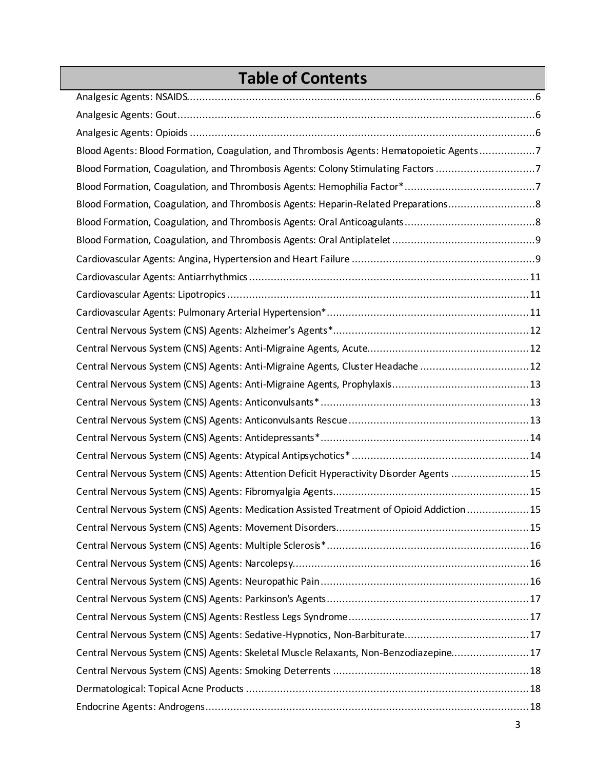# Table of Contents

| | |
|---|---|
| Analgesic Agents: NSAIDS | 6 |
| Analgesic Agents: Gout | 6 |
| Analgesic Agents: Opioids | 6 |
| Blood Agents: Blood Formation, Coagulation, and Thrombosis Agents: Hematopoietic Agents | 7 |
| Blood Formation, Coagulation, and Thrombosis Agents: Colony Stimulating Factors | 7 |
| Blood Formation, Coagulation, and Thrombosis Agents: Hemophilia Factor* | 7 |
| Blood Formation, Coagulation, and Thrombosis Agents: Heparin-Related Preparations | 8 |
| Blood Formation, Coagulation, and Thrombosis Agents: Oral Anticoagulants | 8 |
| Blood Formation, Coagulation, and Thrombosis Agents: Oral Antiplatelet | 9 |
| Cardiovascular Agents: Angina, Hypertension and Heart Failure | 9 |
| Cardiovascular Agents: Antiarrhythmics | 11 |
| Cardiovascular Agents: Lipotropics | 11 |
| Cardiovascular Agents: Pulmonary Arterial Hypertension* | 11 |
| Central Nervous System (CNS) Agents: Alzheimer's Agents* | 12 |
| Central Nervous System (CNS) Agents: Anti-Migraine Agents, Acute | 12 |
| Central Nervous System (CNS) Agents: Anti-Migraine Agents, Cluster Headache | 12 |
| Central Nervous System (CNS) Agents: Anti-Migraine Agents, Prophylaxis | 13 |
| Central Nervous System (CNS) Agents: Anticonvulsants* | 13 |
| Central Nervous System (CNS) Agents: Anticonvulsants Rescue | 13 |
| Central Nervous System (CNS) Agents: Antidepressants* | 14 |
| Central Nervous System (CNS) Agents: Atypical Antipsychotics* | 14 |
| Central Nervous System (CNS) Agents: Attention Deficit Hyperactivity Disorder Agents | 15 |
| Central Nervous System (CNS) Agents: Fibromyalgia Agents | 15 |
| Central Nervous System (CNS) Agents: Medication Assisted Treatment of Opioid Addiction | 15 |
| Central Nervous System (CNS) Agents: Movement Disorders | 15 |
| Central Nervous System (CNS) Agents: Multiple Sclerosis* | 16 |
| Central Nervous System (CNS) Agents: Narcolepsy | 16 |
| Central Nervous System (CNS) Agents: Neuropathic Pain | 16 |
| Central Nervous System (CNS) Agents: Parkinson's Agents | 17 |
| Central Nervous System (CNS) Agents: Restless Legs Syndrome | 17 |
| Central Nervous System (CNS) Agents: Sedative-Hypnotics, Non-Barbiturate | 17 |
| Central Nervous System (CNS) Agents: Skeletal Muscle Relaxants, Non-Benzodiazepine | 17 |
| Central Nervous System (CNS) Agents: Smoking Deterrents | 18 |
| Dermatological: Topical Acne Products | 18 |
| Endocrine Agents: Androgens | 18 |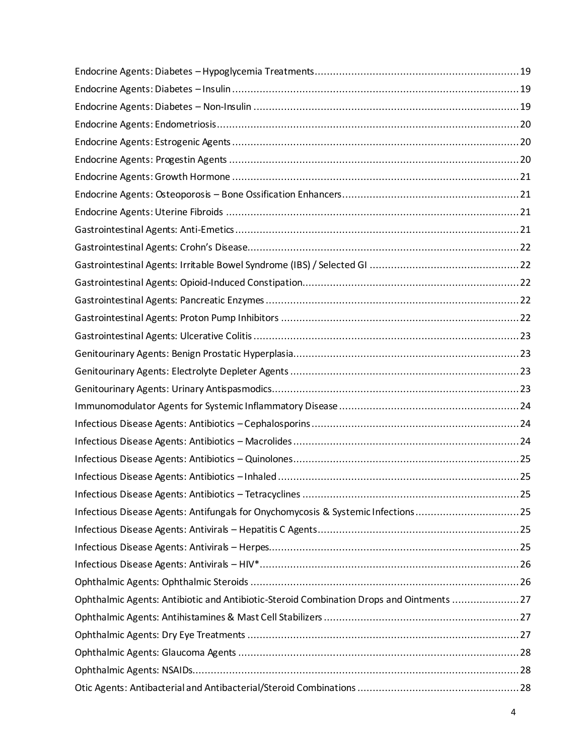Endocrine Agents: Diabetes – Hypoglycemia Treatments .................................................................. 19
Endocrine Agents: Diabetes – Insulin .............................................................................................. 19
Endocrine Agents: Diabetes – Non-Insulin ...................................................................................... 19
Endocrine Agents: Endometriosis ................................................................................................... 20
Endocrine Agents: Estrogenic Agents ............................................................................................. 20
Endocrine Agents: Progestin Agents ............................................................................................... 20
Endocrine Agents: Growth Hormone ............................................................................................. 21
Endocrine Agents: Osteoporosis – Bone Ossification Enhancers ......................................................... 21
Endocrine Agents: Uterine Fibroids ............................................................................................... 21
Gastrointestinal Agents: Anti-Emetics ............................................................................................. 21
Gastrointestinal Agents: Crohn's Disease ........................................................................................ 22
Gastrointestinal Agents: Irritable Bowel Syndrome (IBS) / Selected GI ................................................. 22
Gastrointestinal Agents: Opioid-Induced Constipation ....................................................................... 22
Gastrointestinal Agents: Pancreatic Enzymes ................................................................................... 22
Gastrointestinal Agents: Proton Pump Inhibitors ............................................................................. 22
Gastrointestinal Agents: Ulcerative Colitis ....................................................................................... 23
Genitourinary Agents: Benign Prostatic Hyperplasia ......................................................................... 23
Genitourinary Agents: Electrolyte Depleter Agents ........................................................................... 23
Genitourinary Agents: Urinary Antispasmodics ................................................................................ 23
Immunomodulator Agents for Systemic Inflammatory Disease ........................................................... 24
Infectious Disease Agents: Antibiotics – Cephalosporins ................................................................... 24
Infectious Disease Agents: Antibiotics – Macrolides .......................................................................... 24
Infectious Disease Agents: Antibiotics – Quinolones .......................................................................... 25
Infectious Disease Agents: Antibiotics – Inhaled ............................................................................... 25
Infectious Disease Agents: Antibiotics – Tetracyclines ....................................................................... 25
Infectious Disease Agents: Antifungals for Onychomycosis & Systemic Infections .................................. 25
Infectious Disease Agents: Antivirals – Hepatitis C Agents ................................................................. 25
Infectious Disease Agents: Antivirals – Herpes .................................................................................. 25
Infectious Disease Agents: Antivirals – HIV* ..................................................................................... 26
Ophthalmic Agents: Ophthalmic Steroids ........................................................................................ 26
Ophthalmic Agents: Antibiotic and Antibiotic-Steroid Combination Drops and Ointments ...................... 27
Ophthalmic Agents: Antihistamines & Mast Cell Stabilizers ................................................................ 27
Ophthalmic Agents: Dry Eye Treatments ......................................................................................... 27
Ophthalmic Agents: Glaucoma Agents ............................................................................................ 28
Ophthalmic Agents: NSAIDs .......................................................................................................... 28
Otic Agents: Antibacterial and Antibacterial/Steroid Combinations .................................................... 28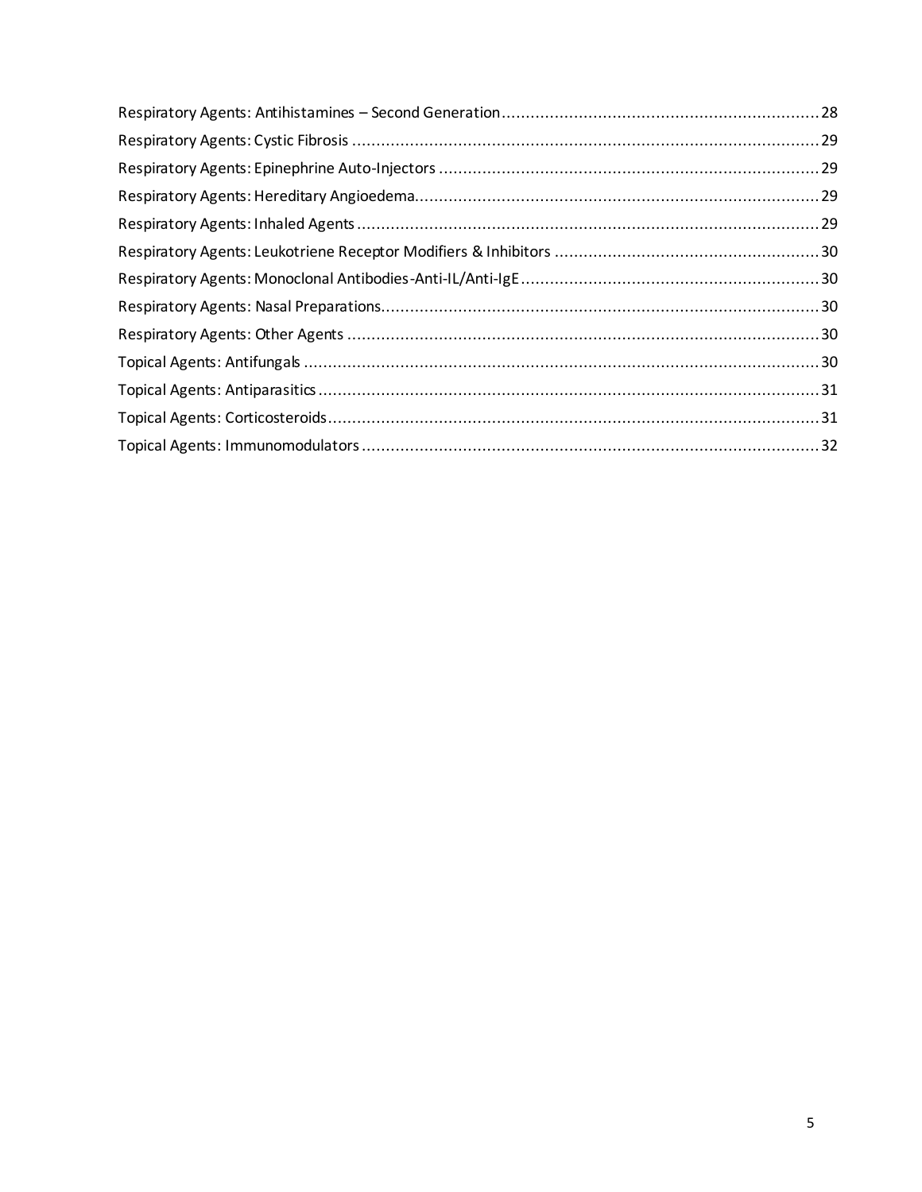Respiratory Agents: Antihistamines – Second Generation .......... 28
Respiratory Agents: Cystic Fibrosis .......... 29
Respiratory Agents: Epinephrine Auto-Injectors .......... 29
Respiratory Agents: Hereditary Angioedema .......... 29
Respiratory Agents: Inhaled Agents .......... 29
Respiratory Agents: Leukotriene Receptor Modifiers & Inhibitors .......... 30
Respiratory Agents: Monoclonal Antibodies-Anti-IL/Anti-IgE .......... 30
Respiratory Agents: Nasal Preparations .......... 30
Respiratory Agents: Other Agents .......... 30
Topical Agents: Antifungals .......... 30
Topical Agents: Antiparasitics .......... 31
Topical Agents: Corticosteroids .......... 31
Topical Agents: Immunomodulators .......... 32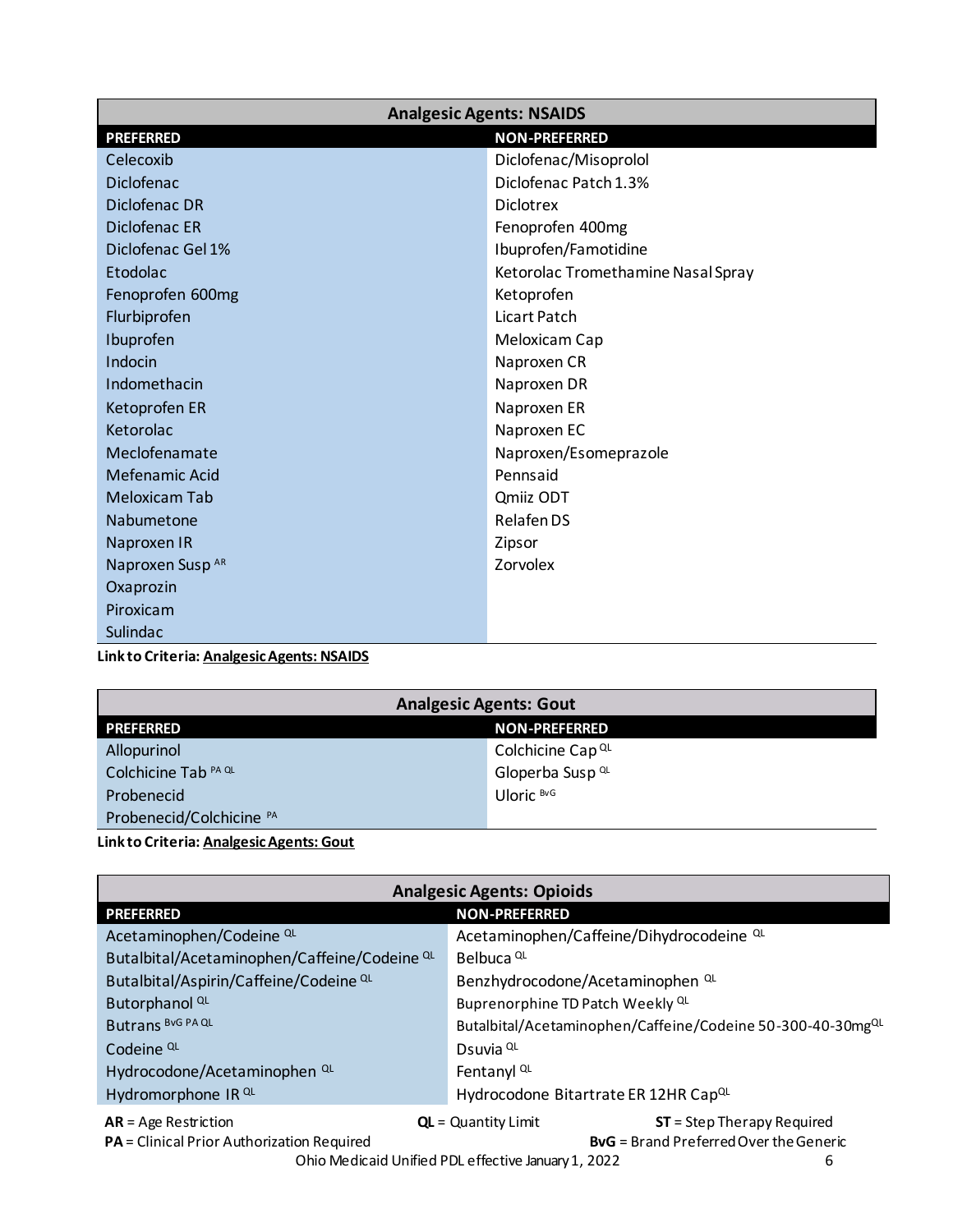## Analgesic Agents: NSAIDS

| PREFERRED | NON-PREFERRED |
|---|---|
| Celecoxib | Diclofenac/Misoprolol |
| Diclofenac | Diclofenac Patch 1.3% |
| Diclofenac DR | Diclotrex |
| Diclofenac ER | Fenoprofen 400mg |
| Diclofenac Gel 1% | Ibuprofen/Famotidine |
| Etodolac | Ketorolac Tromethamine Nasal Spray |
| Fenoprofen 600mg | Ketoprofen |
| Flurbiprofen | Licart Patch |
| Ibuprofen | Meloxicam Cap |
| Indocin | Naproxen CR |
| Indomethacin | Naproxen DR |
| Ketoprofen ER | Naproxen ER |
| Ketorolac | Naproxen EC |
| Meclofenamate | Naproxen/Esomeprazole |
| Mefenamic Acid | Pennsaid |
| Meloxicam Tab | Qmiiz ODT |
| Nabumetone | Relafen DS |
| Naproxen IR | Zipsor |
| Naproxen Susp AR | Zorvolex |
| Oxaprozin | |
| Piroxicam | |
| Sulindac | |

**Link to Criteria: Analgesic Agents: NSAIDS**

## Analgesic Agents: Gout

| PREFERRED | NON-PREFERRED |
|---|---|
| Allopurinol | Colchicine Cap QL |
| Colchicine Tab PA QL | Gloperba Susp QL |
| Probenecid | Uloric BvG |
| Probenecid/Colchicine PA | |

**Link to Criteria: Analgesic Agents: Gout**

## Analgesic Agents: Opioids

| PREFERRED | NON-PREFERRED |
|---|---|
| Acetaminophen/Codeine QL | Acetaminophen/Caffeine/Dihydrocodeine QL |
| Butalbital/Acetaminophen/Caffeine/Codeine QL | Belbuca QL |
| Butalbital/Aspirin/Caffeine/Codeine QL | Benzhydrocodone/Acetaminophen QL |
| Butorphanol QL | Buprenorphine TD Patch Weekly QL |
| Butrans BvG PA QL | Butalbital/Acetaminophen/Caffeine/Codeine 50-300-40-30mg QL |
| Codeine QL | Dsuvia QL |
| Hydrocodone/Acetaminophen QL | Fentanyl QL |
| Hydromorphone IR QL | Hydrocodone Bitartrate ER 12HR Cap QL |

**AR** = Age Restriction  **QL** = Quantity Limit  **ST** = Step Therapy Required
**PA** = Clinical Prior Authorization Required  **BvG** = Brand Preferred Over the Generic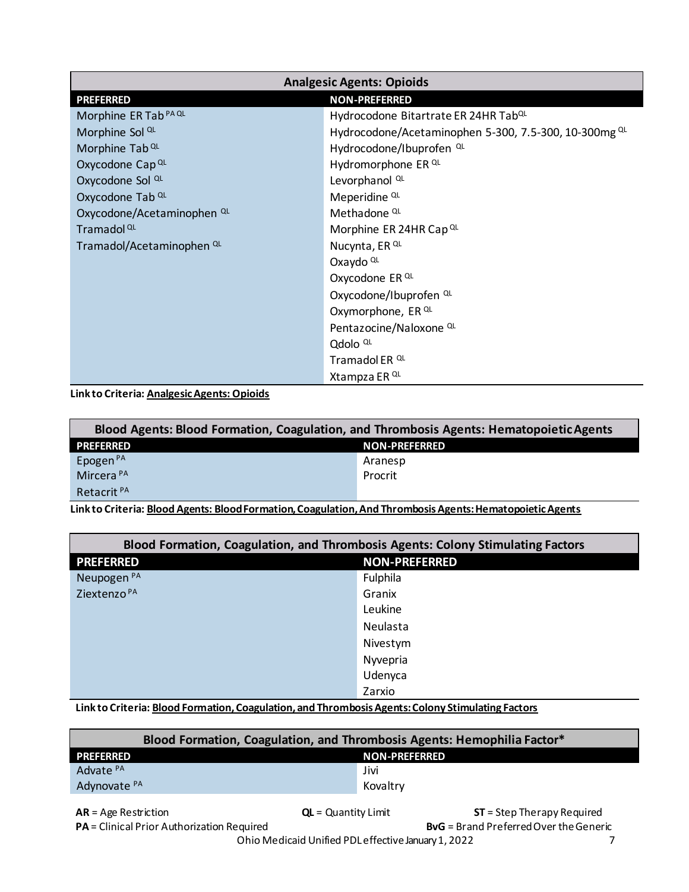| Analgesic Agents: Opioids | |
|---|---|
| **PREFERRED** | **NON-PREFERRED** |
| Morphine ER Tab PA QL | Hydrocodone Bitartrate ER 24HR Tab QL |
| Morphine Sol QL | Hydrocodone/Acetaminophen 5-300, 7.5-300, 10-300mg QL |
| Morphine Tab QL | Hydrocodone/Ibuprofen QL |
| Oxycodone Cap QL | Hydromorphone ER QL |
| Oxycodone Sol QL | Levorphanol QL |
| Oxycodone Tab QL | Meperidine QL |
| Oxycodone/Acetaminophen QL | Methadone QL |
| Tramadol QL | Morphine ER 24HR Cap QL |
| Tramadol/Acetaminophen QL | Nucynta, ER QL |
| | Oxaydo QL |
| | Oxycodone ER QL |
| | Oxycodone/Ibuprofen QL |
| | Oxymorphone, ER QL |
| | Pentazocine/Naloxone QL |
| | Qdolo QL |
| | Tramadol ER QL |
| | Xtampza ER QL |

**Link to Criteria: Analgesic Agents: Opioids**

| Blood Agents: Blood Formation, Coagulation, and Thrombosis Agents: Hematopoietic Agents | |
|---|---|
| **PREFERRED** | **NON-PREFERRED** |
| Epogen PA | Aranesp |
| Mircera PA | Procrit |
| Retacrit PA | |

**Link to Criteria: Blood Agents: Blood Formation, Coagulation, And Thrombosis Agents: Hematopoietic Agents**

| Blood Formation, Coagulation, and Thrombosis Agents: Colony Stimulating Factors | |
|---|---|
| **PREFERRED** | **NON-PREFERRED** |
| Neupogen PA | Fulphila |
| Ziextenzo PA | Granix |
| | Leukine |
| | Neulasta |
| | Nivestym |
| | Nyvepria |
| | Udenyca |
| | Zarxio |

**Link to Criteria: Blood Formation, Coagulation, and Thrombosis Agents: Colony Stimulating Factors**

| Blood Formation, Coagulation, and Thrombosis Agents: Hemophilia Factor* | |
|---|---|
| **PREFERRED** | **NON-PREFERRED** |
| Advate PA | Jivi |
| Adynovate PA | Kovaltry |

**AR** = Age Restriction | **QL** = Quantity Limit | **ST** = Step Therapy Required
**PA** = Clinical Prior Authorization Required | **BvG** = Brand Preferred Over the Generic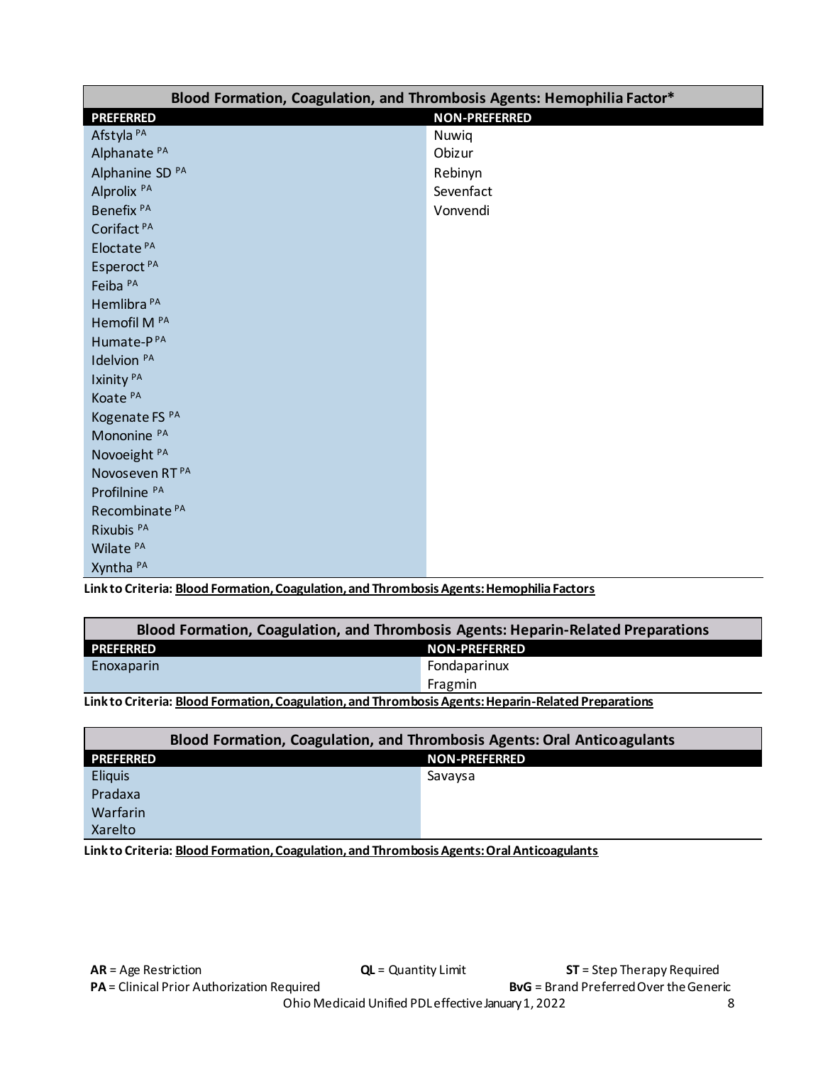| Blood Formation, Coagulation, and Thrombosis Agents: Hemophilia Factor* | |
|---|---|
| **PREFERRED** | **NON-PREFERRED** |
| Afstyla [PA] | Nuwiq |
| Alphanate [PA] | Obizur |
| Alphanine SD [PA] | Rebinyn |
| Alprolix [PA] | Sevenfact |
| Benefix [PA] | Vonvendi |
| Corifact [PA] | |
| Eloctate [PA] | |
| Esperoct [PA] | |
| Feiba [PA] | |
| Hemlibra [PA] | |
| Hemofil M [PA] | |
| Humate-P [PA] | |
| Idelvion [PA] | |
| Ixinity [PA] | |
| Koate [PA] | |
| Kogenate FS [PA] | |
| Mononine [PA] | |
| Novoeight [PA] | |
| Novoseven RT [PA] | |
| Profilnine [PA] | |
| Recombinate [PA] | |
| Rixubis [PA] | |
| Wilate [PA] | |
| Xyntha [PA] | |

**Link to Criteria: Blood Formation, Coagulation, and Thrombosis Agents: Hemophilia Factors**

| Blood Formation, Coagulation, and Thrombosis Agents: Heparin-Related Preparations | |
|---|---|
| **PREFERRED** | **NON-PREFERRED** |
| Enoxaparin | Fondaparinux |
| | Fragmin |

**Link to Criteria: Blood Formation, Coagulation, and Thrombosis Agents: Heparin-Related Preparations**

| Blood Formation, Coagulation, and Thrombosis Agents: Oral Anticoagulants | |
|---|---|
| **PREFERRED** | **NON-PREFERRED** |
| Eliquis | Savaysa |
| Pradaxa | |
| Warfarin | |
| Xarelto | |

**Link to Criteria: Blood Formation, Coagulation, and Thrombosis Agents: Oral Anticoagulants**

**AR** = Age Restriction **QL** = Quantity Limit **ST** = Step Therapy Required
**PA** = Clinical Prior Authorization Required **BvG** = Brand Preferred Over the Generic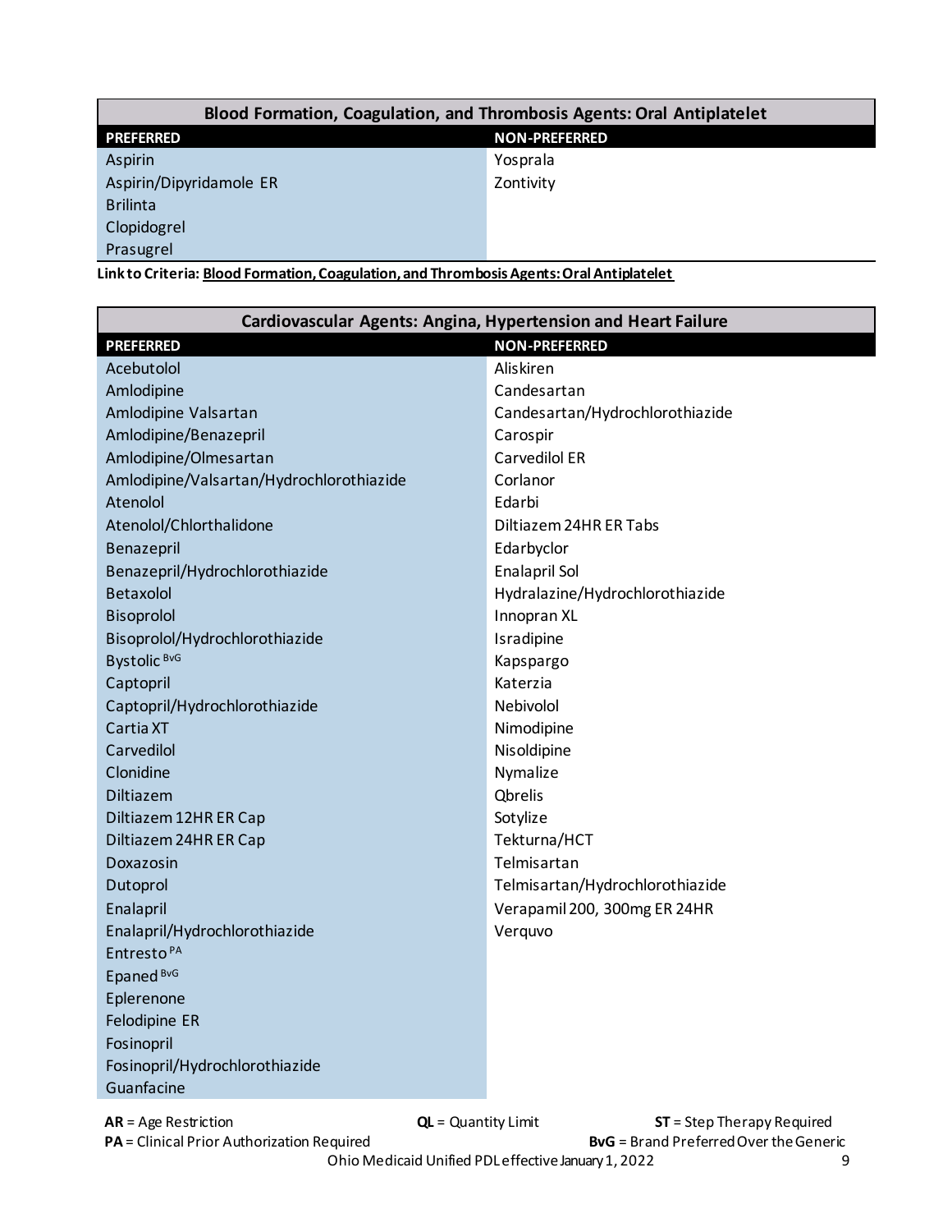## Blood Formation, Coagulation, and Thrombosis Agents: Oral Antiplatelet

| PREFERRED | NON-PREFERRED |
|---|---|
| Aspirin | Yosprala |
| Aspirin/Dipyridamole ER | Zontivity |
| Brilinta | |
| Clopidogrel | |
| Prasugrel | |

**Link to Criteria: Blood Formation, Coagulation, and Thrombosis Agents: Oral Antiplatelet**

## Cardiovascular Agents: Angina, Hypertension and Heart Failure

| PREFERRED | NON-PREFERRED |
|---|---|
| Acebutolol | Aliskiren |
| Amlodipine | Candesartan |
| Amlodipine Valsartan | Candesartan/Hydrochlorothiazide |
| Amlodipine/Benazepril | Carospir |
| Amlodipine/Olmesartan | Carvedilol ER |
| Amlodipine/Valsartan/Hydrochlorothiazide | Corlanor |
| Atenolol | Edarbi |
| Atenolol/Chlorthalidone | Diltiazem 24HR ER Tabs |
| Benazepril | Edarbyclor |
| Benazepril/Hydrochlorothiazide | Enalapril Sol |
| Betaxolol | Hydralazine/Hydrochlorothiazide |
| Bisoprolol | Innopran XL |
| Bisoprolol/Hydrochlorothiazide | Isradipine |
| Bystolic [BvG] | Kapspargo |
| Captopril | Katerzia |
| Captopril/Hydrochlorothiazide | Nebivolol |
| Cartia XT | Nimodipine |
| Carvedilol | Nisoldipine |
| Clonidine | Nymalize |
| Diltiazem | Qbrelis |
| Diltiazem 12HR ER Cap | Sotylize |
| Diltiazem 24HR ER Cap | Tekturna/HCT |
| Doxazosin | Telmisartan |
| Dutoprol | Telmisartan/Hydrochlorothiazide |
| Enalapril | Verapamil 200, 300mg ER 24HR |
| Enalapril/Hydrochlorothiazide | Verquvo |
| Entresto [PA] | |
| Epaned [BvG] | |
| Eplerenone | |
| Felodipine ER | |
| Fosinopril | |
| Fosinopril/Hydrochlorothiazide | |
| Guanfacine | |

**AR** = Age Restriction **QL** = Quantity Limit **ST** = Step Therapy Required
**PA** = Clinical Prior Authorization Required **BvG** = Brand Preferred Over the Generic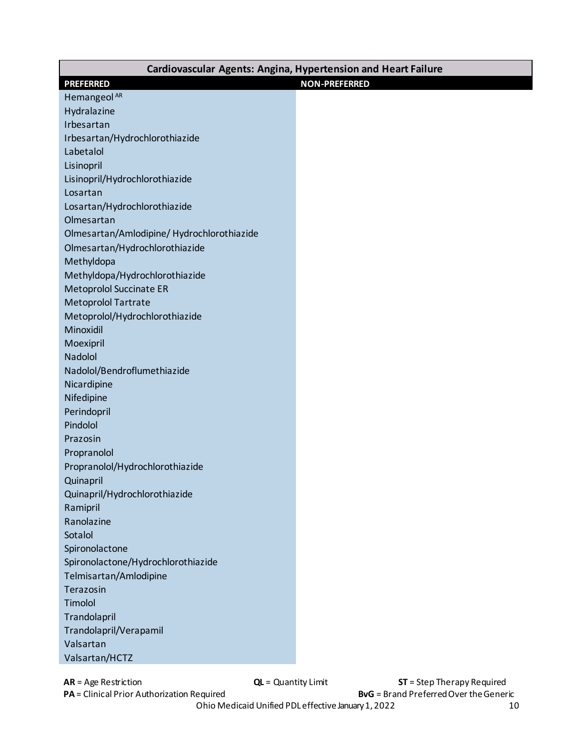| Cardiovascular Agents: Angina, Hypertension and Heart Failure | |
|---|---|
| **PREFERRED** | **NON-PREFERRED** |
| Hemangeol [AR] | |
| Hydralazine | |
| Irbesartan | |
| Irbesartan/Hydrochlorothiazide | |
| Labetalol | |
| Lisinopril | |
| Lisinopril/Hydrochlorothiazide | |
| Losartan | |
| Losartan/Hydrochlorothiazide | |
| Olmesartan | |
| Olmesartan/Amlodipine/ Hydrochlorothiazide | |
| Olmesartan/Hydrochlorothiazide | |
| Methyldopa | |
| Methyldopa/Hydrochlorothiazide | |
| Metoprolol Succinate ER | |
| Metoprolol Tartrate | |
| Metoprolol/Hydrochlorothiazide | |
| Minoxidil | |
| Moexipril | |
| Nadolol | |
| Nadolol/Bendroflumethiazide | |
| Nicardipine | |
| Nifedipine | |
| Perindopril | |
| Pindolol | |
| Prazosin | |
| Propranolol | |
| Propranolol/Hydrochlorothiazide | |
| Quinapril | |
| Quinapril/Hydrochlorothiazide | |
| Ramipril | |
| Ranolazine | |
| Sotalol | |
| Spironolactone | |
| Spironolactone/Hydrochlorothiazide | |
| Telmisartan/Amlodipine | |
| Terazosin | |
| Timolol | |
| Trandolapril | |
| Trandolapril/Verapamil | |
| Valsartan | |
| Valsartan/HCTZ | |

**AR** = Age Restriction **QL** = Quantity Limit **ST** = Step Therapy Required
**PA** = Clinical Prior Authorization Required **BvG** = Brand Preferred Over the Generic

Ohio Medicaid Unified PDL effective January 1, 2022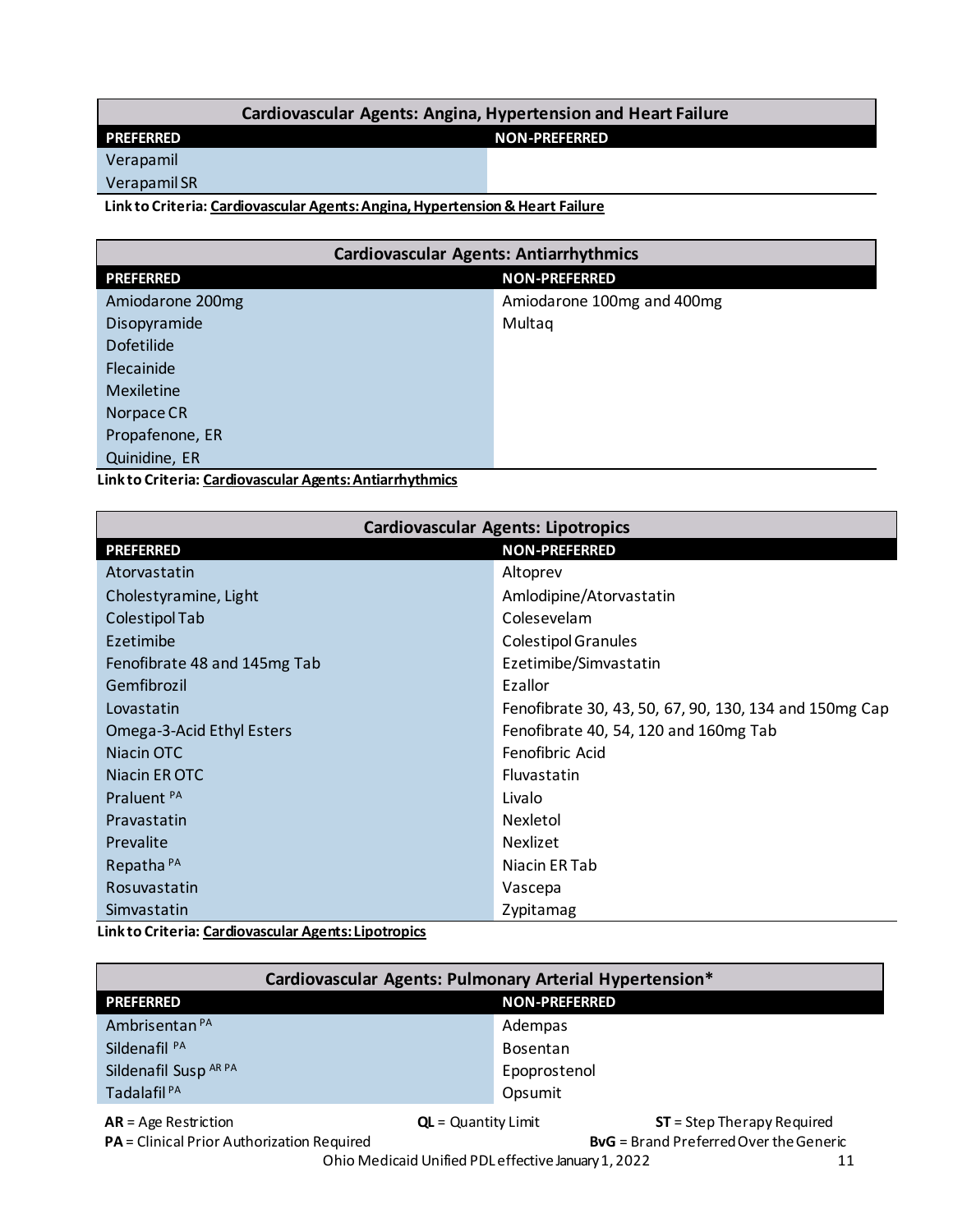| Cardiovascular Agents: Angina, Hypertension and Heart Failure | |
|---|---|
| **PREFERRED** | **NON-PREFERRED** |
| Verapamil | |
| Verapamil SR | |

**Link to Criteria: Cardiovascular Agents: Angina, Hypertension & Heart Failure**

| Cardiovascular Agents: Antiarrhythmics | |
|---|---|
| **PREFERRED** | **NON-PREFERRED** |
| Amiodarone 200mg | Amiodarone 100mg and 400mg |
| Disopyramide | Multaq |
| Dofetilide | |
| Flecainide | |
| Mexiletine | |
| Norpace CR | |
| Propafenone, ER | |
| Quinidine, ER | |

**Link to Criteria: Cardiovascular Agents: Antiarrhythmics**

| Cardiovascular Agents: Lipotropics | |
|---|---|
| **PREFERRED** | **NON-PREFERRED** |
| Atorvastatin | Altoprev |
| Cholestyramine, Light | Amlodipine/Atorvastatin |
| Colestipol Tab | Colesevelam |
| Ezetimibe | Colestipol Granules |
| Fenofibrate 48 and 145mg Tab | Ezetimibe/Simvastatin |
| Gemfibrozil | Ezallor |
| Lovastatin | Fenofibrate 30, 43, 50, 67, 90, 130, 134 and 150mg Cap |
| Omega-3-Acid Ethyl Esters | Fenofibrate 40, 54, 120 and 160mg Tab |
| Niacin OTC | Fenofibric Acid |
| Niacin ER OTC | Fluvastatin |
| Praluent PA | Livalo |
| Pravastatin | Nexletol |
| Prevalite | Nexlizet |
| Repatha PA | Niacin ER Tab |
| Rosuvastatin | Vascepa |
| Simvastatin | Zypitamag |

**Link to Criteria: Cardiovascular Agents: Lipotropics**

| Cardiovascular Agents: Pulmonary Arterial Hypertension* | |
|---|---|
| **PREFERRED** | **NON-PREFERRED** |
| Ambrisentan PA | Adempas |
| Sildenafil PA | Bosentan |
| Sildenafil Susp AR PA | Epoprostenol |
| Tadalafil PA | Opsumit |

**AR** = Age Restriction **QL** = Quantity Limit **ST** = Step Therapy Required
**PA** = Clinical Prior Authorization Required **BvG** = Brand Preferred Over the Generic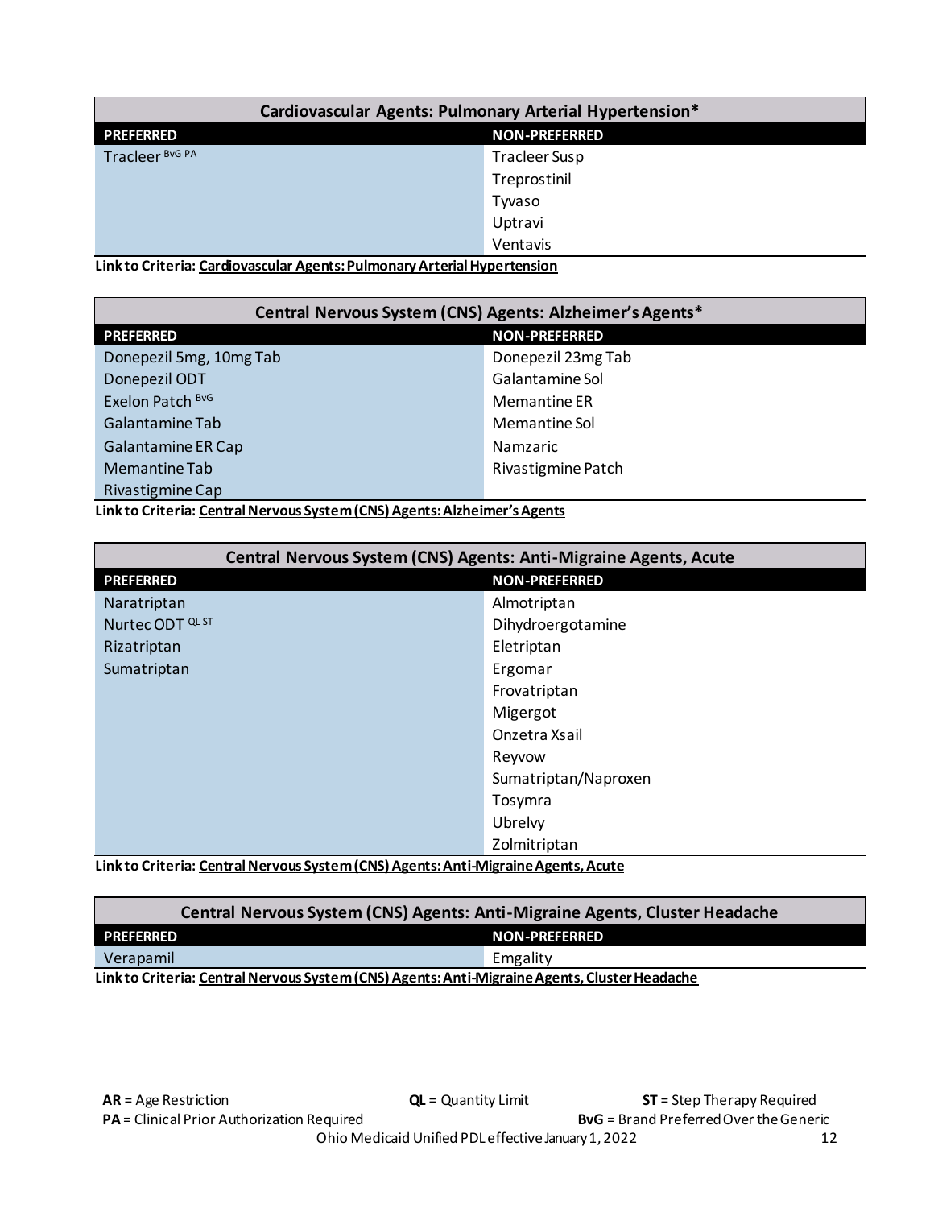| Cardiovascular Agents: Pulmonary Arterial Hypertension* | |
|---|---|
| **PREFERRED** | **NON-PREFERRED** |
| Tracleer BvG PA | Tracleer Susp |
| | Treprostinil |
| | Tyvaso |
| | Uptravi |
| | Ventavis |

**Link to Criteria: Cardiovascular Agents: Pulmonary Arterial Hypertension**

| Central Nervous System (CNS) Agents: Alzheimer's Agents* | |
|---|---|
| **PREFERRED** | **NON-PREFERRED** |
| Donepezil 5mg, 10mg Tab | Donepezil 23mg Tab |
| Donepezil ODT | Galantamine Sol |
| Exelon Patch BvG | Memantine ER |
| Galantamine Tab | Memantine Sol |
| Galantamine ER Cap | Namzaric |
| Memantine Tab | Rivastigmine Patch |
| Rivastigmine Cap | |

**Link to Criteria: Central Nervous System (CNS) Agents: Alzheimer's Agents**

| Central Nervous System (CNS) Agents: Anti-Migraine Agents, Acute | |
|---|---|
| **PREFERRED** | **NON-PREFERRED** |
| Naratriptan | Almotriptan |
| Nurtec ODT QL ST | Dihydroergotamine |
| Rizatriptan | Eletriptan |
| Sumatriptan | Ergomar |
| | Frovatriptan |
| | Migergot |
| | Onzetra Xsail |
| | Reyvow |
| | Sumatriptan/Naproxen |
| | Tosymra |
| | Ubrelvy |
| | Zolmitriptan |

**Link to Criteria: Central Nervous System (CNS) Agents: Anti-Migraine Agents, Acute**

| Central Nervous System (CNS) Agents: Anti-Migraine Agents, Cluster Headache | |
|---|---|
| **PREFERRED** | **NON-PREFERRED** |
| Verapamil | Emgality |

**Link to Criteria: Central Nervous System (CNS) Agents: Anti-Migraine Agents, Cluster Headache**

**AR** = Age Restriction **QL** = Quantity Limit **ST** = Step Therapy Required
**PA** = Clinical Prior Authorization Required **BvG** = Brand Preferred Over the Generic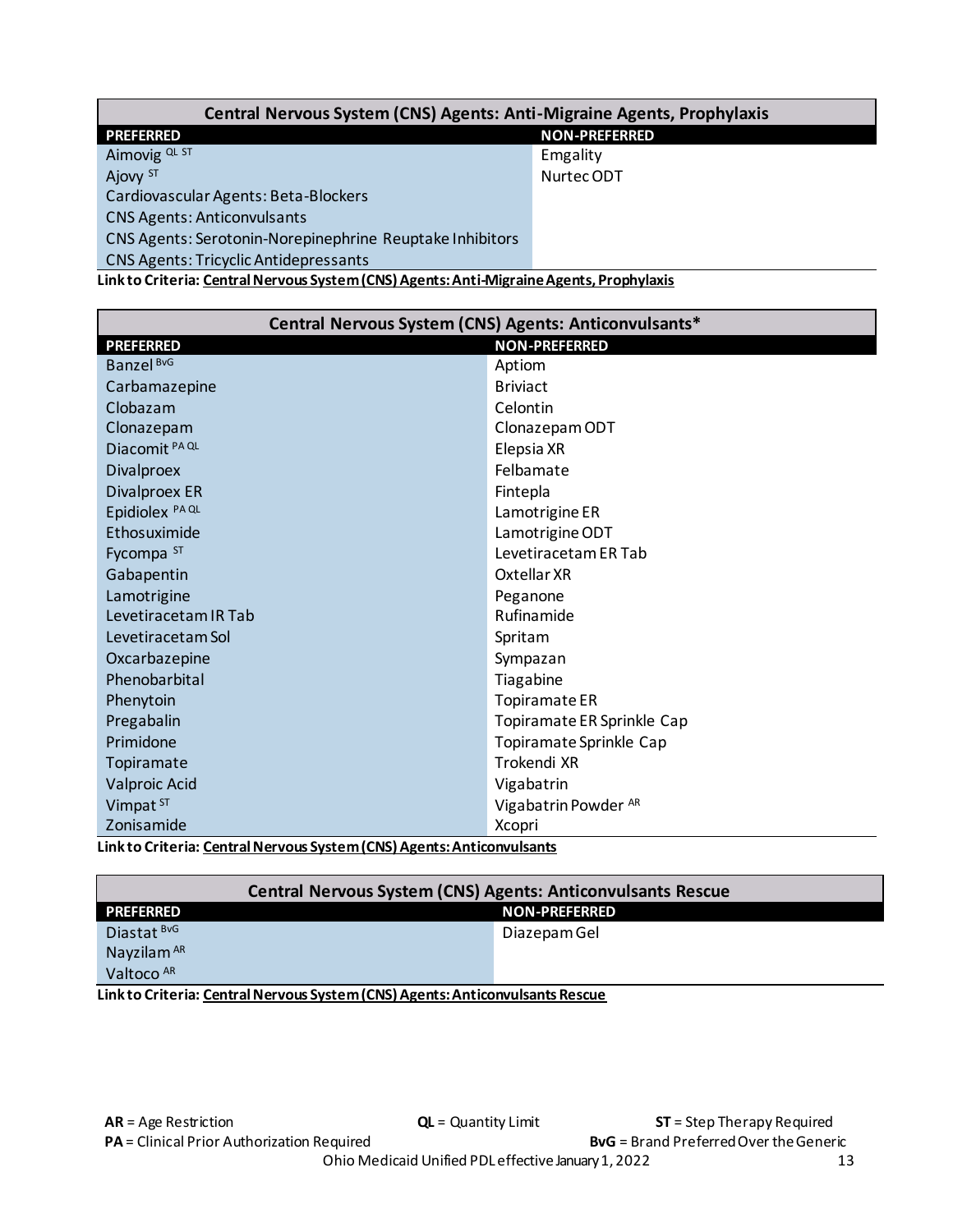| Central Nervous System (CNS) Agents: Anti-Migraine Agents, Prophylaxis | |
|---|---|
| **PREFERRED** | **NON-PREFERRED** |
| Aimovig QL ST | Emgality |
| Ajovy ST | Nurtec ODT |
| Cardiovascular Agents: Beta-Blockers | |
| CNS Agents: Anticonvulsants | |
| CNS Agents: Serotonin-Norepinephrine Reuptake Inhibitors | |
| CNS Agents: Tricyclic Antidepressants | |

**Link to Criteria: Central Nervous System (CNS) Agents: Anti-Migraine Agents, Prophylaxis**

| Central Nervous System (CNS) Agents: Anticonvulsants* | |
|---|---|
| **PREFERRED** | **NON-PREFERRED** |
| Banzel BvG | Aptiom |
| Carbamazepine | Briviact |
| Clobazam | Celontin |
| Clonazepam | Clonazepam ODT |
| Diacomit PA QL | Elepsia XR |
| Divalproex | Felbamate |
| Divalproex ER | Fintepla |
| Epidiolex PA QL | Lamotrigine ER |
| Ethosuximide | Lamotrigine ODT |
| Fycompa ST | Levetiracetam ER Tab |
| Gabapentin | Oxtellar XR |
| Lamotrigine | Peganone |
| Levetiracetam IR Tab | Rufinamide |
| Levetiracetam Sol | Spritam |
| Oxcarbazepine | Sympazan |
| Phenobarbital | Tiagabine |
| Phenytoin | Topiramate ER |
| Pregabalin | Topiramate ER Sprinkle Cap |
| Primidone | Topiramate Sprinkle Cap |
| Topiramate | Trokendi XR |
| Valproic Acid | Vigabatrin |
| Vimpat ST | Vigabatrin Powder AR |
| Zonisamide | Xcopri |

**Link to Criteria: Central Nervous System (CNS) Agents: Anticonvulsants**

| Central Nervous System (CNS) Agents: Anticonvulsants Rescue | |
|---|---|
| **PREFERRED** | **NON-PREFERRED** |
| Diastat BvG | Diazepam Gel |
| Nayzilam AR | |
| Valtoco AR | |

**Link to Criteria: Central Nervous System (CNS) Agents: Anticonvulsants Rescue**

**AR** = Age Restriction **QL** = Quantity Limit **ST** = Step Therapy Required
**PA** = Clinical Prior Authorization Required **BvG** = Brand Preferred Over the Generic

Ohio Medicaid Unified PDL effective January 1, 2022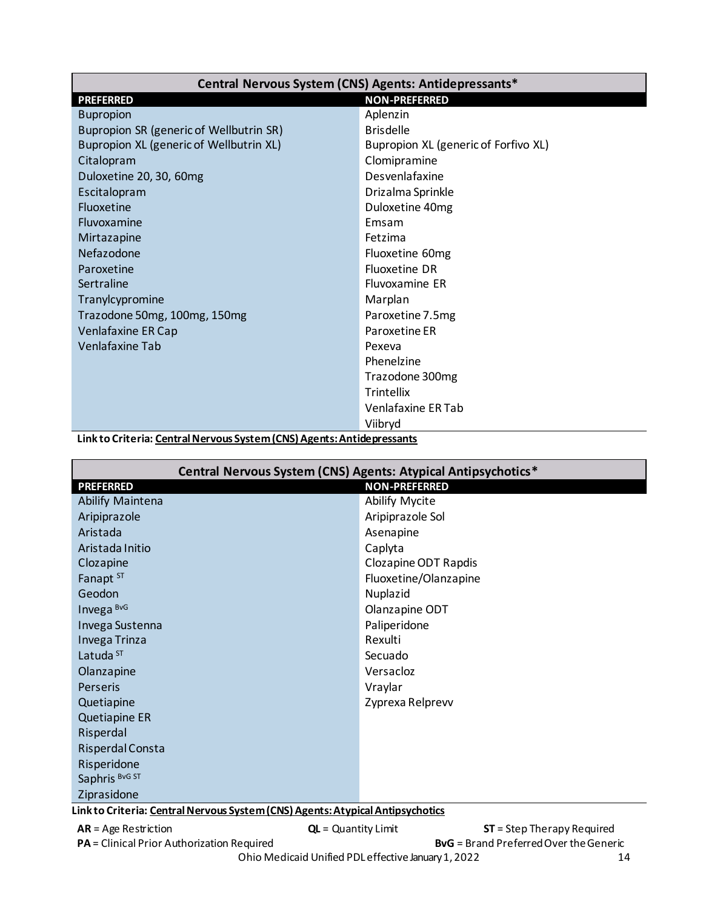## Central Nervous System (CNS) Agents: Antidepressants*

| PREFERRED | NON-PREFERRED |
|---|---|
| Bupropion | Aplenzin |
| Bupropion SR (generic of Wellbutrin SR) | Brisdelle |
| Bupropion XL (generic of Wellbutrin XL) | Bupropion XL (generic of Forfivo XL) |
| Citalopram | Clomipramine |
| Duloxetine 20, 30, 60mg | Desvenlafaxine |
| Escitalopram | Drizalma Sprinkle |
| Fluoxetine | Duloxetine 40mg |
| Fluvoxamine | Emsam |
| Mirtazapine | Fetzima |
| Nefazodone | Fluoxetine 60mg |
| Paroxetine | Fluoxetine DR |
| Sertraline | Fluvoxamine ER |
| Tranylcypromine | Marplan |
| Trazodone 50mg, 100mg, 150mg | Paroxetine 7.5mg |
| Venlafaxine ER Cap | Paroxetine ER |
| Venlafaxine Tab | Pexeva |
| | Phenelzine |
| | Trazodone 300mg |
| | Trintellix |
| | Venlafaxine ER Tab |
| | Viibryd |

**Link to Criteria: Central Nervous System (CNS) Agents: Antidepressants**

## Central Nervous System (CNS) Agents: Atypical Antipsychotics*

| PREFERRED | NON-PREFERRED |
|---|---|
| Abilify Maintena | Abilify Mycite |
| Aripiprazole | Aripiprazole Sol |
| Aristada | Asenapine |
| Aristada Initio | Caplyta |
| Clozapine | Clozapine ODT Rapdis |
| Fanapt ST | Fluoxetine/Olanzapine |
| Geodon | Nuplazid |
| Invega BvG | Olanzapine ODT |
| Invega Sustenna | Paliperidone |
| Invega Trinza | Rexulti |
| Latuda ST | Secuado |
| Olanzapine | Versacloz |
| Perseris | Vraylar |
| Quetiapine | Zyprexa Relprevv |
| Quetiapine ER | |
| Risperdal | |
| Risperdal Consta | |
| Risperidone | |
| Saphris BvG ST | |
| Ziprasidone | |

**Link to Criteria: Central Nervous System (CNS) Agents: Atypical Antipsychotics**

**AR** = Age Restriction | **QL** = Quantity Limit | **ST** = Step Therapy Required
**PA** = Clinical Prior Authorization Required | **BvG** = Brand Preferred Over the Generic

Ohio Medicaid Unified PDL effective January 1, 2022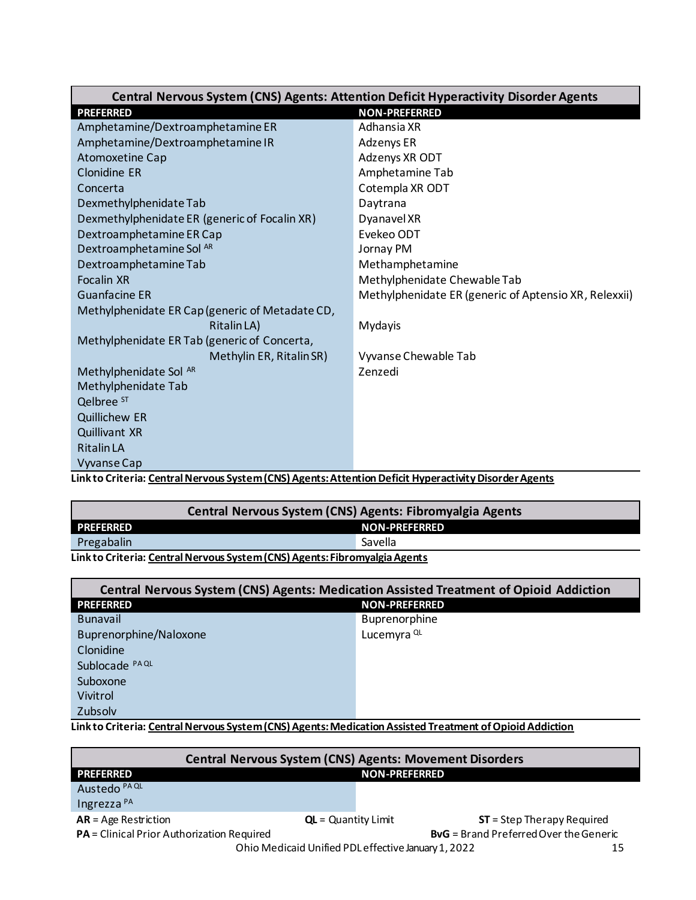| Central Nervous System (CNS) Agents: Attention Deficit Hyperactivity Disorder Agents | |
|---|---|
| **PREFERRED** | **NON-PREFERRED** |
| Amphetamine/Dextroamphetamine ER | Adhansia XR |
| Amphetamine/Dextroamphetamine IR | Adzenys ER |
| Atomoxetine Cap | Adzenys XR ODT |
| Clonidine ER | Amphetamine Tab |
| Concerta | Cotempla XR ODT |
| Dexmethylphenidate Tab | Daytrana |
| Dexmethylphenidate ER (generic of Focalin XR) | Dyanavel XR |
| Dextroamphetamine ER Cap | Evekeo ODT |
| Dextroamphetamine Sol [AR] | Jornay PM |
| Dextroamphetamine Tab | Methamphetamine |
| Focalin XR | Methylphenidate Chewable Tab |
| Guanfacine ER | Methylphenidate ER (generic of Aptensio XR, Relexxii) |
| Methylphenidate ER Cap (generic of Metadate CD, Ritalin LA) | Mydayis |
| Methylphenidate ER Tab (generic of Concerta, Methylin ER, Ritalin SR) | Vyvanse Chewable Tab |
| Methylphenidate Sol [AR] | Zenzedi |
| Methylphenidate Tab | |
| Qelbree [ST] | |
| Quillichew ER | |
| Quillivant XR | |
| Ritalin LA | |
| Vyvanse Cap | |

**Link to Criteria: Central Nervous System (CNS) Agents: Attention Deficit Hyperactivity Disorder Agents**

| Central Nervous System (CNS) Agents: Fibromyalgia Agents | |
|---|---|
| **PREFERRED** | **NON-PREFERRED** |
| Pregabalin | Savella |

**Link to Criteria: Central Nervous System (CNS) Agents: Fibromyalgia Agents**

| Central Nervous System (CNS) Agents: Medication Assisted Treatment of Opioid Addiction | |
|---|---|
| **PREFERRED** | **NON-PREFERRED** |
| Bunavail | Buprenorphine |
| Buprenorphine/Naloxone | Lucemyra [QL] |
| Clonidine | |
| Sublocade [PA QL] | |
| Suboxone | |
| Vivitrol | |
| Zubsolv | |

**Link to Criteria: Central Nervous System (CNS) Agents: Medication Assisted Treatment of Opioid Addiction**

| Central Nervous System (CNS) Agents: Movement Disorders | |
|---|---|
| **PREFERRED** | **NON-PREFERRED** |
| Austedo [PA QL] | |
| Ingrezza [PA] | |

**AR** = Age Restriction  **QL** = Quantity Limit  **ST** = Step Therapy Required
**PA** = Clinical Prior Authorization Required  **BvG** = Brand Preferred Over the Generic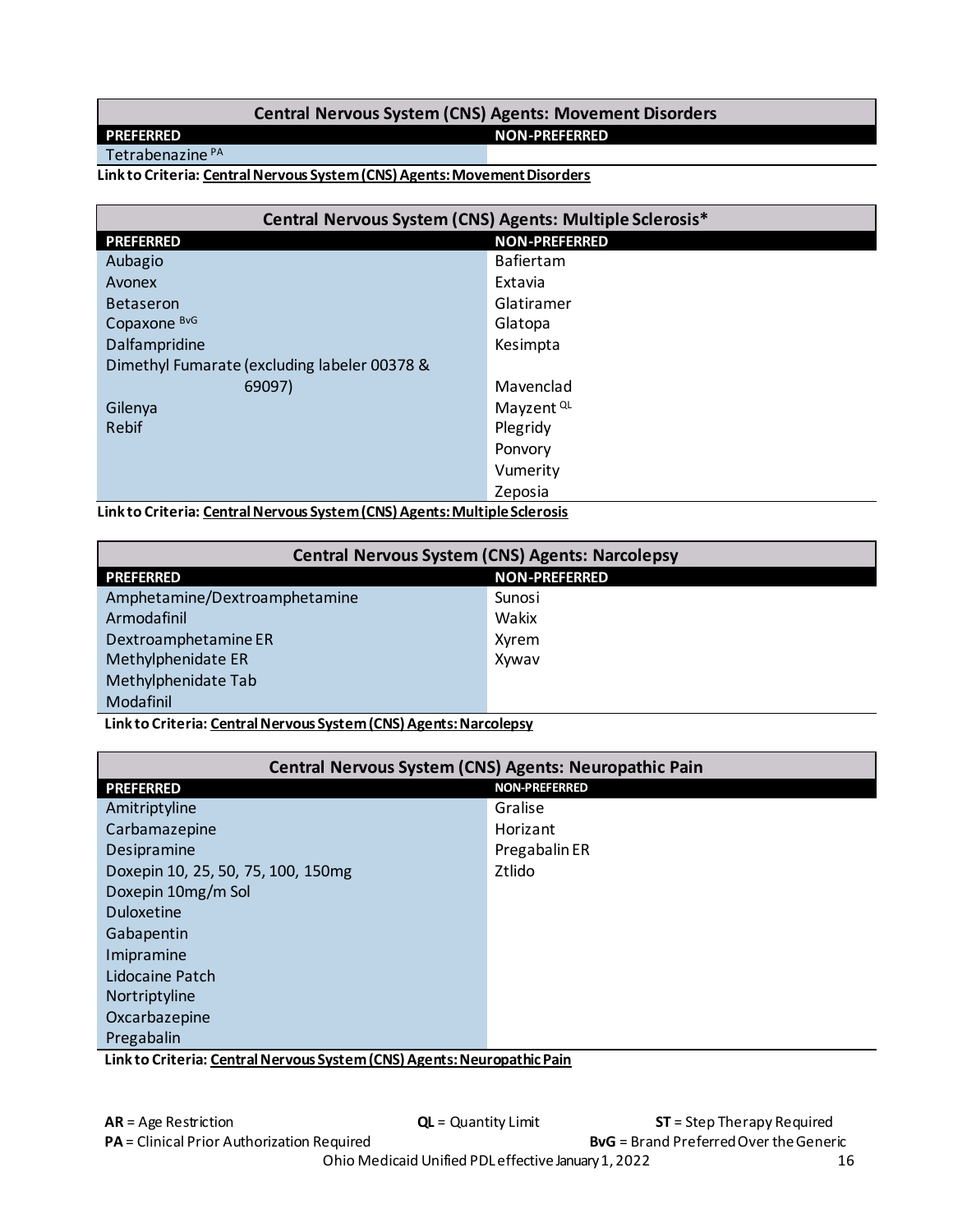| Central Nervous System (CNS) Agents: Movement Disorders | |
|---|---|
| **PREFERRED** | **NON-PREFERRED** |
| Tetrabenazine [PA] | |

**Link to Criteria: Central Nervous System (CNS) Agents: Movement Disorders**

| Central Nervous System (CNS) Agents: Multiple Sclerosis* | |
|---|---|
| **PREFERRED** | **NON-PREFERRED** |
| Aubagio | Bafiertam |
| Avonex | Extavia |
| Betaseron | Glatiramer |
| Copaxone [BvG] | Glatopa |
| Dalfampridine | Kesimpta |
| Dimethyl Fumarate (excluding labeler 00378 & 69097) | Mavenclad |
| Gilenya | Mayzent [QL] |
| Rebif | Plegridy |
| | Ponvory |
| | Vumerity |
| | Zeposia |

**Link to Criteria: Central Nervous System (CNS) Agents: Multiple Sclerosis**

| Central Nervous System (CNS) Agents: Narcolepsy | |
|---|---|
| **PREFERRED** | **NON-PREFERRED** |
| Amphetamine/Dextroamphetamine | Sunosi |
| Armodafinil | Wakix |
| Dextroamphetamine ER | Xyrem |
| Methylphenidate ER | Xywav |
| Methylphenidate Tab | |
| Modafinil | |

**Link to Criteria: Central Nervous System (CNS) Agents: Narcolepsy**

| Central Nervous System (CNS) Agents: Neuropathic Pain | |
|---|---|
| **PREFERRED** | **NON-PREFERRED** |
| Amitriptyline | Gralise |
| Carbamazepine | Horizant |
| Desipramine | Pregabalin ER |
| Doxepin 10, 25, 50, 75, 100, 150mg | Ztlido |
| Doxepin 10mg/m Sol | |
| Duloxetine | |
| Gabapentin | |
| Imipramine | |
| Lidocaine Patch | |
| Nortriptyline | |
| Oxcarbazepine | |
| Pregabalin | |

**Link to Criteria: Central Nervous System (CNS) Agents: Neuropathic Pain**

**AR** = Age Restriction **QL** = Quantity Limit **ST** = Step Therapy Required
**PA** = Clinical Prior Authorization Required **BvG** = Brand Preferred Over the Generic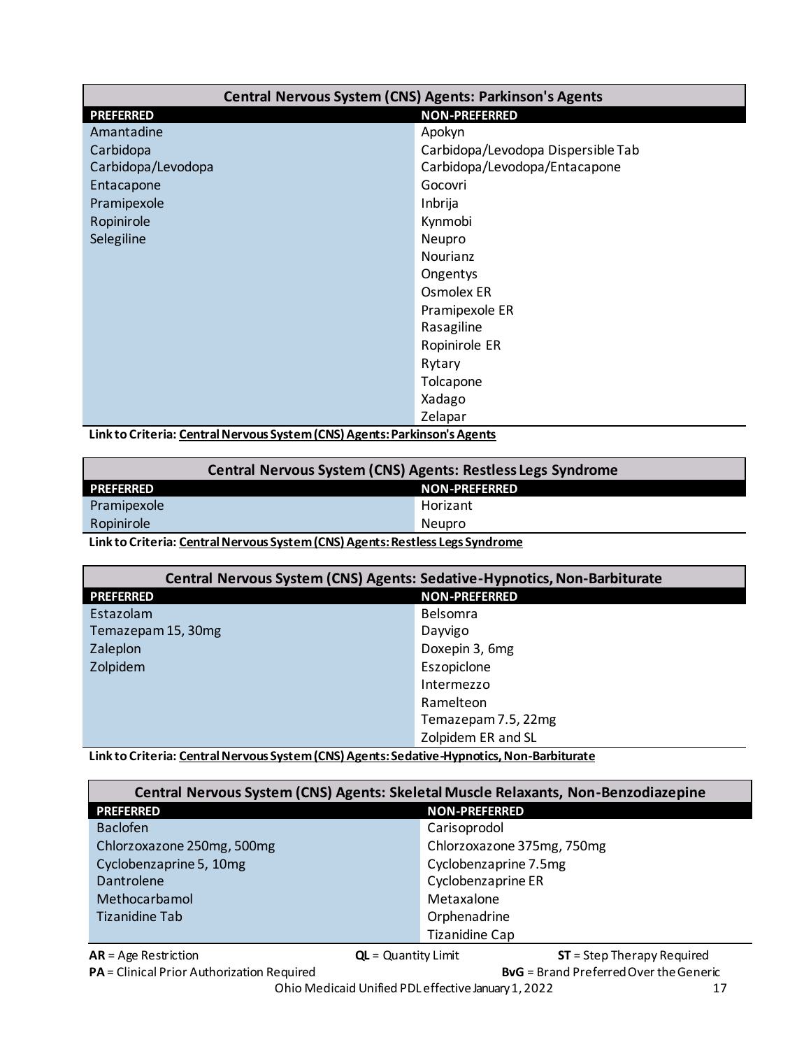## Central Nervous System (CNS) Agents: Parkinson's Agents

| PREFERRED | NON-PREFERRED |
|---|---|
| Amantadine | Apokyn |
| Carbidopa | Carbidopa/Levodopa Dispersible Tab |
| Carbidopa/Levodopa | Carbidopa/Levodopa/Entacapone |
| Entacapone | Gocovri |
| Pramipexole | Inbrija |
| Ropinirole | Kynmobi |
| Selegiline | Neupro |
| | Nourianz |
| | Ongentys |
| | Osmolex ER |
| | Pramipexole ER |
| | Rasagiline |
| | Ropinirole ER |
| | Rytary |
| | Tolcapone |
| | Xadago |
| | Zelapar |

**Link to Criteria: Central Nervous System (CNS) Agents: Parkinson's Agents**

## Central Nervous System (CNS) Agents: Restless Legs Syndrome

| PREFERRED | NON-PREFERRED |
|---|---|
| Pramipexole | Horizant |
| Ropinirole | Neupro |

**Link to Criteria: Central Nervous System (CNS) Agents: Restless Legs Syndrome**

## Central Nervous System (CNS) Agents: Sedative-Hypnotics, Non-Barbiturate

| PREFERRED | NON-PREFERRED |
|---|---|
| Estazolam | Belsomra |
| Temazepam 15, 30mg | Dayvigo |
| Zaleplon | Doxepin 3, 6mg |
| Zolpidem | Eszopiclone |
| | Intermezzo |
| | Ramelteon |
| | Temazepam 7.5, 22mg |
| | Zolpidem ER and SL |

**Link to Criteria: Central Nervous System (CNS) Agents: Sedative-Hypnotics, Non-Barbiturate**

## Central Nervous System (CNS) Agents: Skeletal Muscle Relaxants, Non-Benzodiazepine

| PREFERRED | NON-PREFERRED |
|---|---|
| Baclofen | Carisoprodol |
| Chlorzoxazone 250mg, 500mg | Chlorzoxazone 375mg, 750mg |
| Cyclobenzaprine 5, 10mg | Cyclobenzaprine 7.5mg |
| Dantrolene | Cyclobenzaprine ER |
| Methocarbamol | Metaxalone |
| Tizanidine Tab | Orphenadrine |
| | Tizanidine Cap |

**AR** = Age Restriction | **QL** = Quantity Limit | **ST** = Step Therapy Required
**PA** = Clinical Prior Authorization Required | **BvG** = Brand Preferred Over the Generic

Ohio Medicaid Unified PDL effective January 1, 2022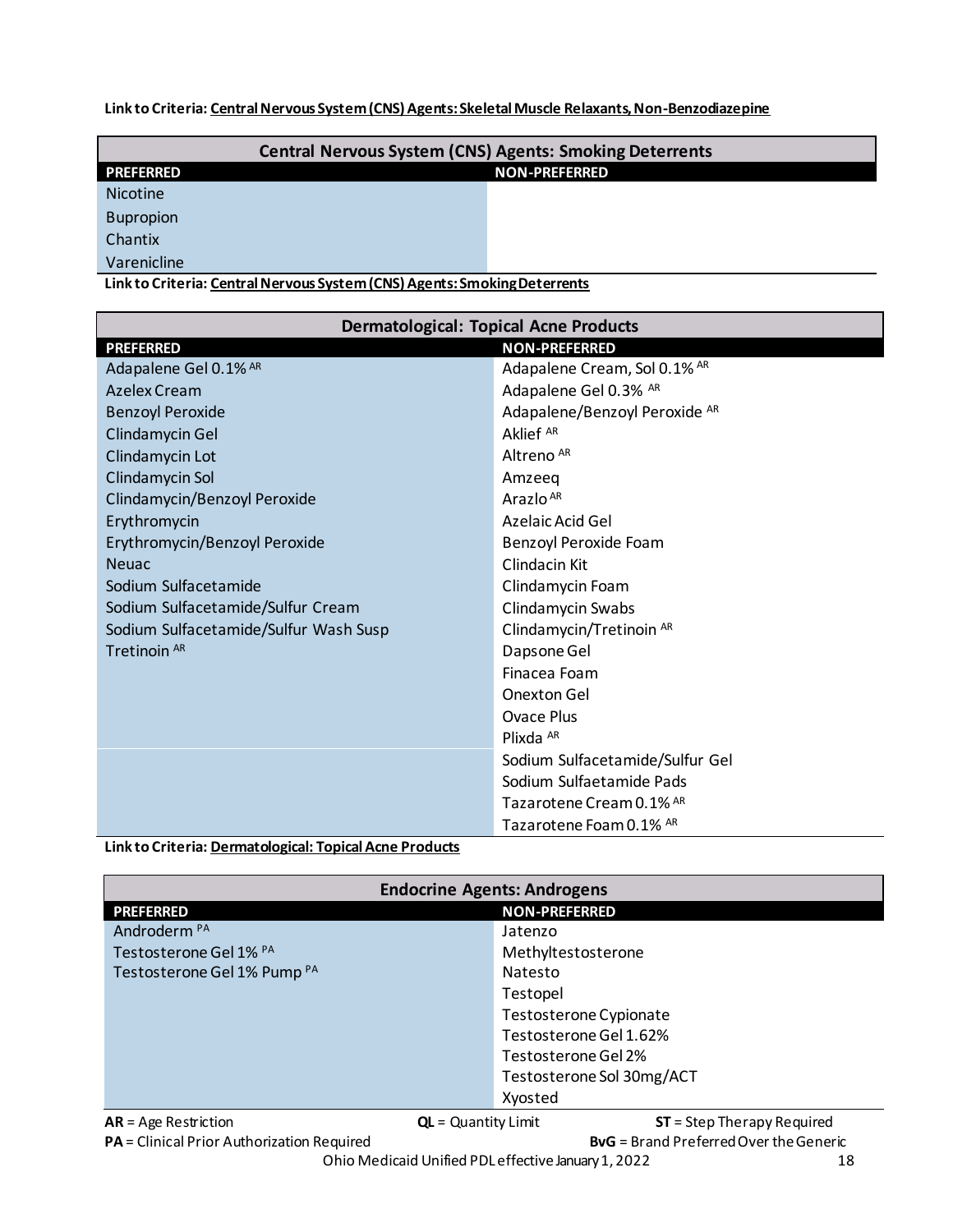**Link to Criteria: Central Nervous System (CNS) Agents: Skeletal Muscle Relaxants, Non-Benzodiazepine**

| Central Nervous System (CNS) Agents: Smoking Deterrents | |
|---|---|
| **PREFERRED** | **NON-PREFERRED** |
| Nicotine | |
| Bupropion | |
| Chantix | |
| Varenicline | |

**Link to Criteria: Central Nervous System (CNS) Agents: Smoking Deterrents**

| Dermatological: Topical Acne Products | |
|---|---|
| **PREFERRED** | **NON-PREFERRED** |
| Adapalene Gel 0.1% [AR] | Adapalene Cream, Sol 0.1% [AR] |
| Azelex Cream | Adapalene Gel 0.3% [AR] |
| Benzoyl Peroxide | Adapalene/Benzoyl Peroxide [AR] |
| Clindamycin Gel | Aklief [AR] |
| Clindamycin Lot | Altreno [AR] |
| Clindamycin Sol | Amzeeq |
| Clindamycin/Benzoyl Peroxide | Arazlo [AR] |
| Erythromycin | Azelaic Acid Gel |
| Erythromycin/Benzoyl Peroxide | Benzoyl Peroxide Foam |
| Neuac | Clindacin Kit |
| Sodium Sulfacetamide | Clindamycin Foam |
| Sodium Sulfacetamide/Sulfur Cream | Clindamycin Swabs |
| Sodium Sulfacetamide/Sulfur Wash Susp | Clindamycin/Tretinoin [AR] |
| Tretinoin [AR] | Dapsone Gel |
| | Finacea Foam |
| | Onexton Gel |
| | Ovace Plus |
| | Plixda [AR] |
| | Sodium Sulfacetamide/Sulfur Gel |
| | Sodium Sulfaetamide Pads |
| | Tazarotene Cream 0.1% [AR] |
| | Tazarotene Foam 0.1% [AR] |

**Link to Criteria: Dermatological: Topical Acne Products**

| Endocrine Agents: Androgens | |
|---|---|
| **PREFERRED** | **NON-PREFERRED** |
| Androderm [PA] | Jatenzo |
| Testosterone Gel 1% [PA] | Methyltestosterone |
| Testosterone Gel 1% Pump [PA] | Natesto |
| | Testopel |
| | Testosterone Cypionate |
| | Testosterone Gel 1.62% |
| | Testosterone Gel 2% |
| | Testosterone Sol 30mg/ACT |
| | Xyosted |

**AR** = Age Restriction  **QL** = Quantity Limit  **ST** = Step Therapy Required
**PA** = Clinical Prior Authorization Required  **BvG** = Brand Preferred Over the Generic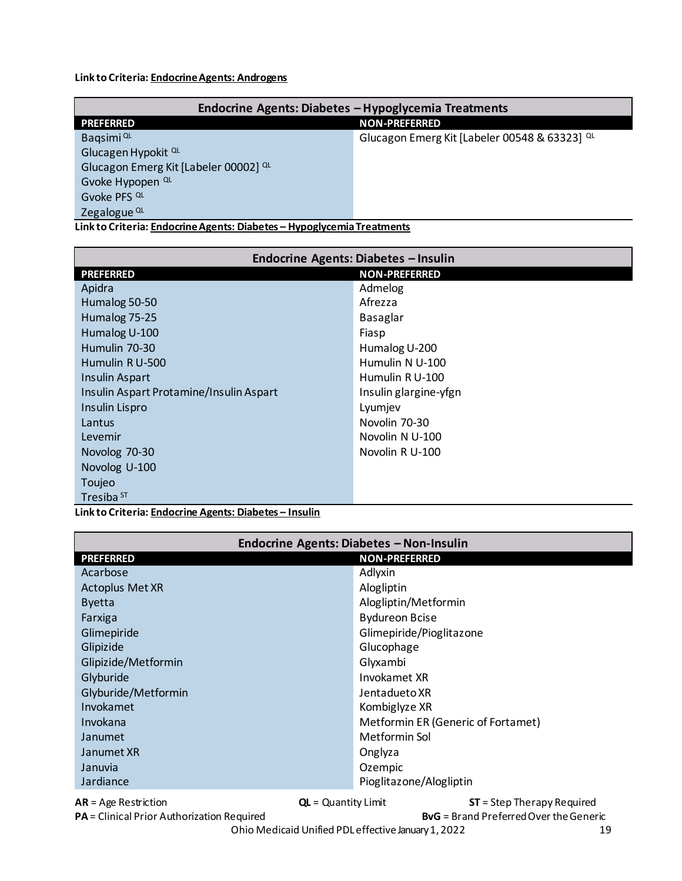**Link to Criteria: Endocrine Agents: Androgens**

| Endocrine Agents: Diabetes – Hypoglycemia Treatments | |
|---|---|
| **PREFERRED** | **NON-PREFERRED** |
| Baqsimi [QL] | Glucagon Emerg Kit [Labeler 00548 & 63323] [QL] |
| Glucagon Hypokit [QL] | |
| Glucagon Emerg Kit [Labeler 00002] [QL] | |
| Gvoke Hypopen [QL] | |
| Gvoke PFS [QL] | |
| Zegalogue [QL] | |

**Link to Criteria: Endocrine Agents: Diabetes – Hypoglycemia Treatments**

| Endocrine Agents: Diabetes – Insulin | |
|---|---|
| **PREFERRED** | **NON-PREFERRED** |
| Apidra | Admelog |
| Humalog 50-50 | Afrezza |
| Humalog 75-25 | Basaglar |
| Humalog U-100 | Fiasp |
| Humulin 70-30 | Humalog U-200 |
| Humulin R U-500 | Humulin N U-100 |
| Insulin Aspart | Humulin R U-100 |
| Insulin Aspart Protamine/Insulin Aspart | Insulin glargine-yfgn |
| Insulin Lispro | Lyumjev |
| Lantus | Novolin 70-30 |
| Levemir | Novolin N U-100 |
| Novolog 70-30 | Novolin R U-100 |
| Novolog U-100 | |
| Toujeo | |
| Tresiba [ST] | |

**Link to Criteria: Endocrine Agents: Diabetes – Insulin**

| Endocrine Agents: Diabetes – Non-Insulin | |
|---|---|
| **PREFERRED** | **NON-PREFERRED** |
| Acarbose | Adlyxin |
| Actoplus Met XR | Alogliptin |
| Byetta | Alogliptin/Metformin |
| Farxiga | Bydureon Bcise |
| Glimepiride | Glimepiride/Pioglitazone |
| Glipizide | Glucophage |
| Glipizide/Metformin | Glyxambi |
| Glyburide | Invokamet XR |
| Glyburide/Metformin | Jentadueto XR |
| Invokamet | Kombiglyze XR |
| Invokana | Metformin ER (Generic of Fortamet) |
| Janumet | Metformin Sol |
| Janumet XR | Onglyza |
| Januvia | Ozempic |
| Jardiance | Pioglitazone/Alogliptin |

**AR** = Age Restriction **QL** = Quantity Limit **ST** = Step Therapy Required
**PA** = Clinical Prior Authorization Required **BvG** = Brand Preferred Over the Generic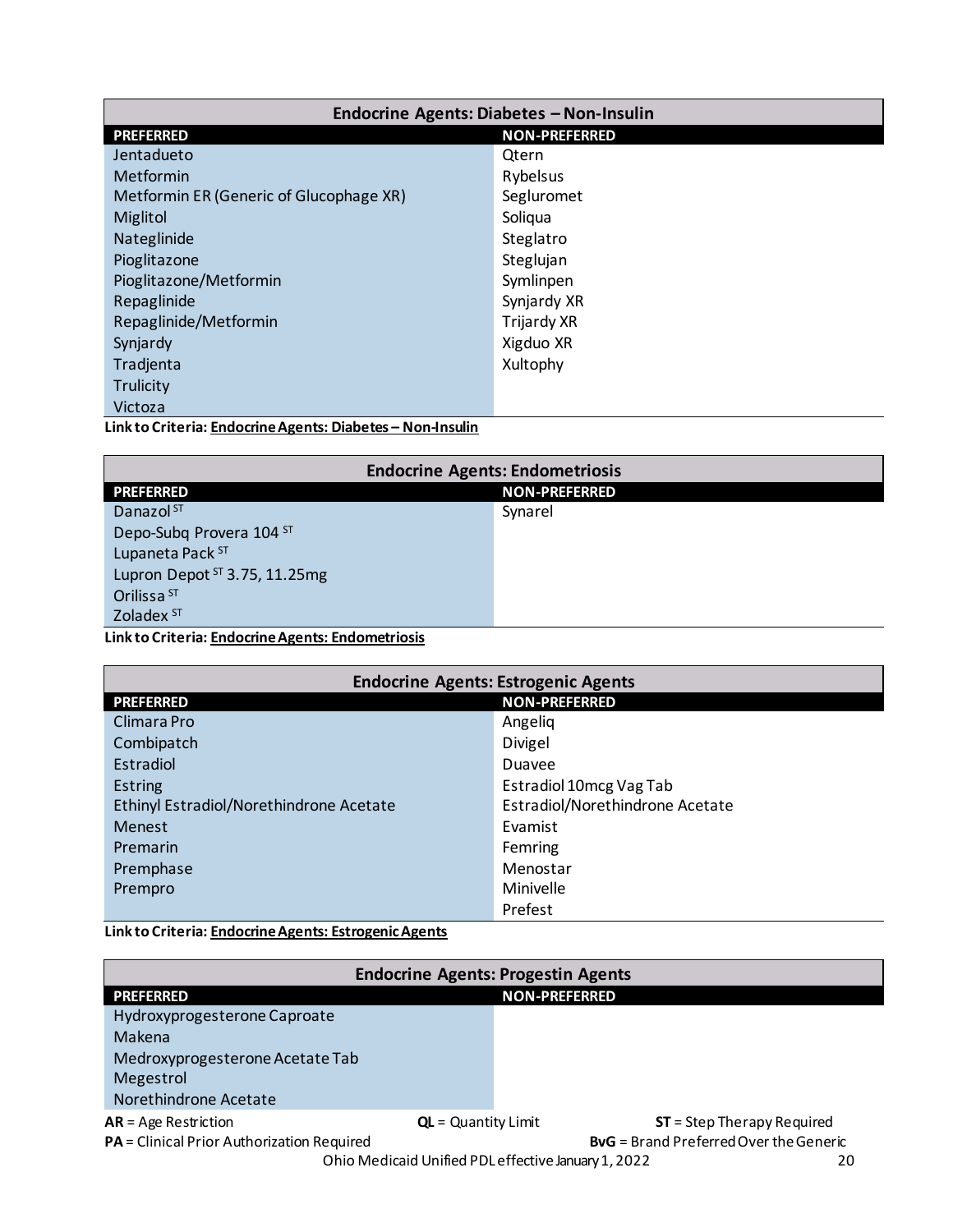| Endocrine Agents: Diabetes – Non-Insulin | |
|---|---|
| **PREFERRED** | **NON-PREFERRED** |
| Jentadueto | Qtern |
| Metformin | Rybelsus |
| Metformin ER (Generic of Glucophage XR) | Segluromet |
| Miglitol | Soliqua |
| Nateglinide | Steglatro |
| Pioglitazone | Steglujan |
| Pioglitazone/Metformin | Symlinpen |
| Repaglinide | Synjardy XR |
| Repaglinide/Metformin | Trijardy XR |
| Synjardy | Xigduo XR |
| Tradjenta | Xultophy |
| Trulicity | |
| Victoza | |

**Link to Criteria: Endocrine Agents: Diabetes – Non-Insulin**

| Endocrine Agents: Endometriosis | |
|---|---|
| **PREFERRED** | **NON-PREFERRED** |
| Danazol ST | Synarel |
| Depo-Subq Provera 104 ST | |
| Lupaneta Pack ST | |
| Lupron Depot ST 3.75, 11.25mg | |
| Orilissa ST | |
| Zoladex ST | |

**Link to Criteria: Endocrine Agents: Endometriosis**

| Endocrine Agents: Estrogenic Agents | |
|---|---|
| **PREFERRED** | **NON-PREFERRED** |
| Climara Pro | Angeliq |
| Combipatch | Divigel |
| Estradiol | Duavee |
| Estring | Estradiol 10mcg Vag Tab |
| Ethinyl Estradiol/Norethindrone Acetate | Estradiol/Norethindrone Acetate |
| Menest | Evamist |
| Premarin | Femring |
| Premphase | Menostar |
| Prempro | Minivelle |
| | Prefest |

**Link to Criteria: Endocrine Agents: Estrogenic Agents**

| Endocrine Agents: Progestin Agents | |
|---|---|
| **PREFERRED** | **NON-PREFERRED** |
| Hydroxyprogesterone Caproate | |
| Makena | |
| Medroxyprogesterone Acetate Tab | |
| Megestrol | |
| Norethindrone Acetate | |

**AR** = Age Restriction **QL** = Quantity Limit **ST** = Step Therapy Required
**PA** = Clinical Prior Authorization Required **BvG** = Brand Preferred Over the Generic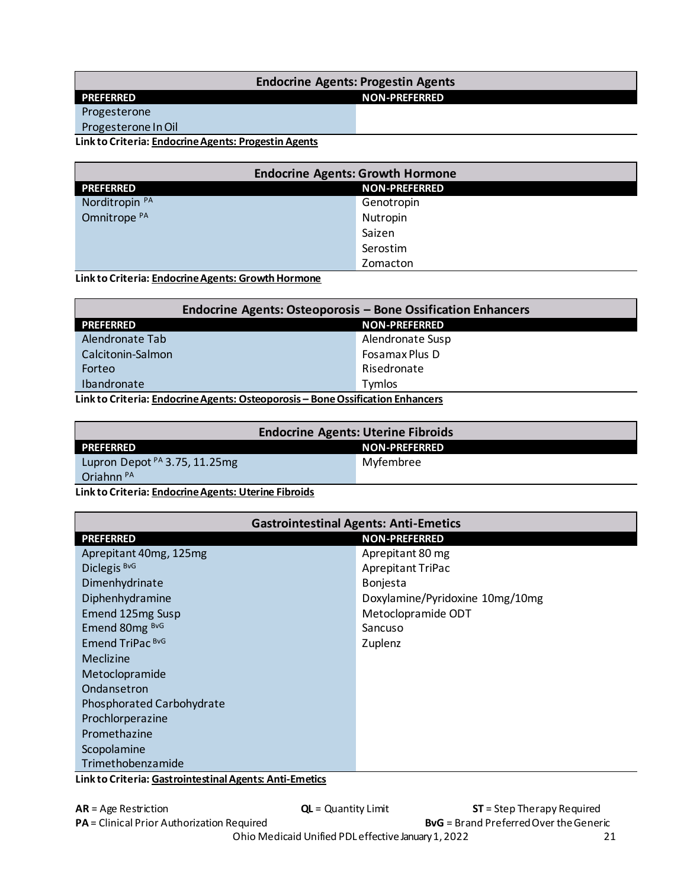| Endocrine Agents: Progestin Agents | |
|---|---|
| **PREFERRED** | **NON-PREFERRED** |
| Progesterone | |
| Progesterone In Oil | |

**Link to Criteria: Endocrine Agents: Progestin Agents**

| Endocrine Agents: Growth Hormone | |
|---|---|
| **PREFERRED** | **NON-PREFERRED** |
| Norditropin [PA] | Genotropin |
| Omnitrope [PA] | Nutropin |
| | Saizen |
| | Serostim |
| | Zomacton |

**Link to Criteria: Endocrine Agents: Growth Hormone**

| Endocrine Agents: Osteoporosis – Bone Ossification Enhancers | |
|---|---|
| **PREFERRED** | **NON-PREFERRED** |
| Alendronate Tab | Alendronate Susp |
| Calcitonin-Salmon | Fosamax Plus D |
| Forteo | Risedronate |
| Ibandronate | Tymlos |

**Link to Criteria: Endocrine Agents: Osteoporosis – Bone Ossification Enhancers**

| Endocrine Agents: Uterine Fibroids | |
|---|---|
| **PREFERRED** | **NON-PREFERRED** |
| Lupron Depot [PA] 3.75, 11.25mg | Myfembree |
| Oriahnn [PA] | |

**Link to Criteria: Endocrine Agents: Uterine Fibroids**

| Gastrointestinal Agents: Anti-Emetics | |
|---|---|
| **PREFERRED** | **NON-PREFERRED** |
| Aprepitant 40mg, 125mg | Aprepitant 80 mg |
| Diclegis [BvG] | Aprepitant TriPac |
| Dimenhydrinate | Bonjesta |
| Diphenhydramine | Doxylamine/Pyridoxine 10mg/10mg |
| Emend 125mg Susp | Metoclopramide ODT |
| Emend 80mg [BvG] | Sancuso |
| Emend TriPac [BvG] | Zuplenz |
| Meclizine | |
| Metoclopramide | |
| Ondansetron | |
| Phosphorated Carbohydrate | |
| Prochlorperazine | |
| Promethazine | |
| Scopolamine | |
| Trimethobenzamide | |

**Link to Criteria: Gastrointestinal Agents: Anti-Emetics**

**AR** = Age Restriction **QL** = Quantity Limit **ST** = Step Therapy Required
**PA** = Clinical Prior Authorization Required **BvG** = Brand Preferred Over the Generic
Ohio Medicaid Unified PDL effective January 1, 2022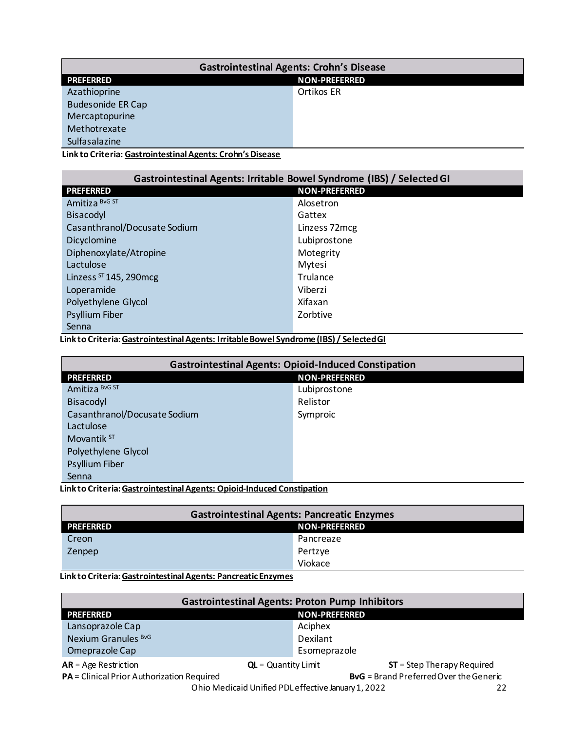| Gastrointestinal Agents: Crohn's Disease | |
|---|---|
| **PREFERRED** | **NON-PREFERRED** |
| Azathioprine | Ortikos ER |
| Budesonide ER Cap | |
| Mercaptopurine | |
| Methotrexate | |
| Sulfasalazine | |

**Link to Criteria: Gastrointestinal Agents: Crohn's Disease**

| Gastrointestinal Agents: Irritable Bowel Syndrome (IBS) / Selected GI | |
|---|---|
| **PREFERRED** | **NON-PREFERRED** |
| Amitiza BvG ST | Alosetron |
| Bisacodyl | Gattex |
| Casanthranol/Docusate Sodium | Linzess 72mcg |
| Dicyclomine | Lubiprostone |
| Diphenoxylate/Atropine | Motegrity |
| Lactulose | Mytesi |
| Linzess ST 145, 290mcg | Trulance |
| Loperamide | Viberzi |
| Polyethylene Glycol | Xifaxan |
| Psyllium Fiber | Zorbtive |
| Senna | |

**Link to Criteria: Gastrointestinal Agents: Irritable Bowel Syndrome (IBS) / Selected GI**

| Gastrointestinal Agents: Opioid-Induced Constipation | |
|---|---|
| **PREFERRED** | **NON-PREFERRED** |
| Amitiza BvG ST | Lubiprostone |
| Bisacodyl | Relistor |
| Casanthranol/Docusate Sodium | Symproic |
| Lactulose | |
| Movantik ST | |
| Polyethylene Glycol | |
| Psyllium Fiber | |
| Senna | |

**Link to Criteria: Gastrointestinal Agents: Opioid-Induced Constipation**

| Gastrointestinal Agents: Pancreatic Enzymes | |
|---|---|
| **PREFERRED** | **NON-PREFERRED** |
| Creon | Pancreaze |
| Zenpep | Pertzye |
| | Viokace |

**Link to Criteria: Gastrointestinal Agents: Pancreatic Enzymes**

| Gastrointestinal Agents: Proton Pump Inhibitors | |
|---|---|
| **PREFERRED** | **NON-PREFERRED** |
| Lansoprazole Cap | Aciphex |
| Nexium Granules BvG | Dexilant |
| Omeprazole Cap | Esomeprazole |

**AR** = Age Restriction **QL** = Quantity Limit **ST** = Step Therapy Required
**PA** = Clinical Prior Authorization Required **BvG** = Brand Preferred Over the Generic

Ohio Medicaid Unified PDL effective January 1, 2022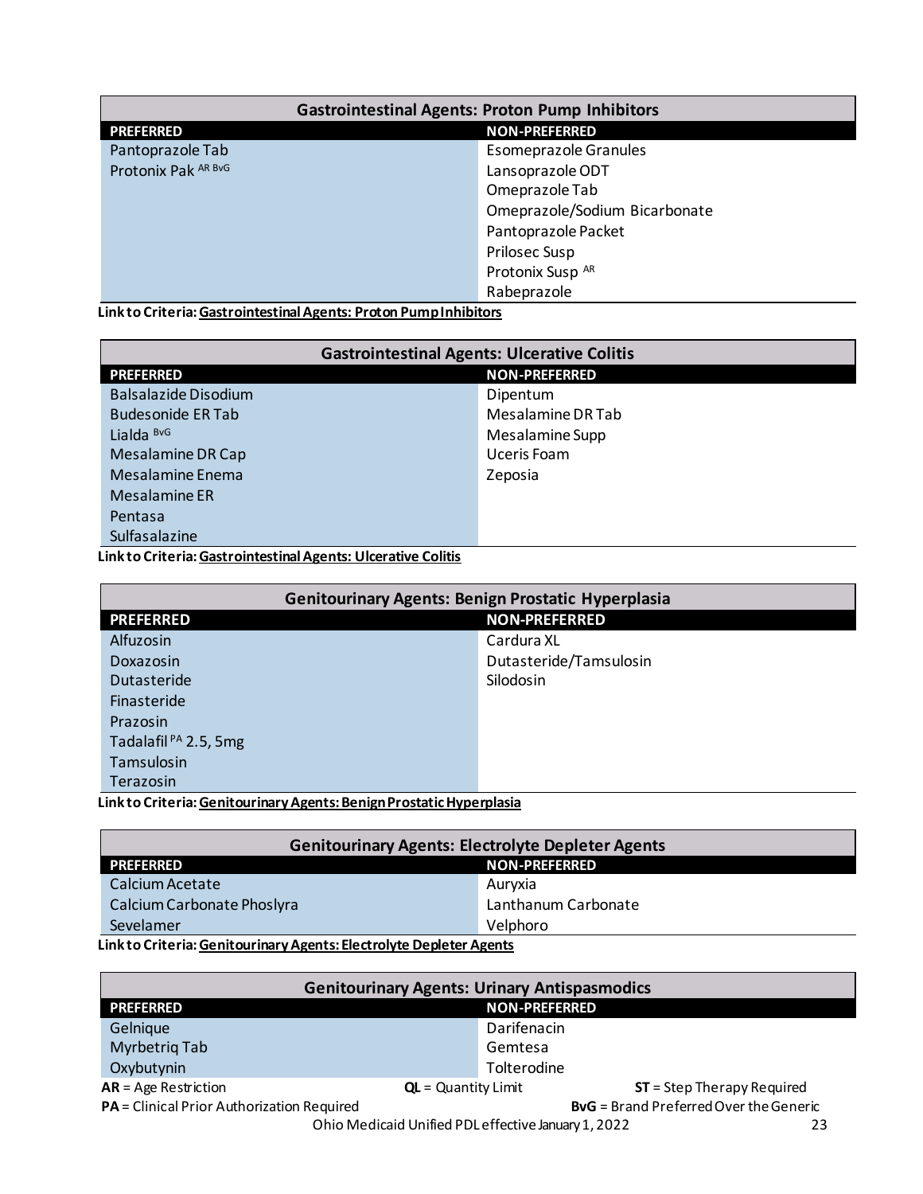| Gastrointestinal Agents: Proton Pump Inhibitors | |
|---|---|
| **PREFERRED** | **NON-PREFERRED** |
| Pantoprazole Tab | Esomeprazole Granules |
| Protonix Pak AR BvG | Lansoprazole ODT |
| | Omeprazole Tab |
| | Omeprazole/Sodium Bicarbonate |
| | Pantoprazole Packet |
| | Prilosec Susp |
| | Protonix Susp AR |
| | Rabeprazole |

**Link to Criteria: Gastrointestinal Agents: Proton Pump Inhibitors**

| Gastrointestinal Agents: Ulcerative Colitis | |
|---|---|
| **PREFERRED** | **NON-PREFERRED** |
| Balsalazide Disodium | Dipentum |
| Budesonide ER Tab | Mesalamine DR Tab |
| Lialda BvG | Mesalamine Supp |
| Mesalamine DR Cap | Uceris Foam |
| Mesalamine Enema | Zeposia |
| Mesalamine ER | |
| Pentasa | |
| Sulfasalazine | |

**Link to Criteria: Gastrointestinal Agents: Ulcerative Colitis**

| Genitourinary Agents: Benign Prostatic Hyperplasia | |
|---|---|
| **PREFERRED** | **NON-PREFERRED** |
| Alfuzosin | Cardura XL |
| Doxazosin | Dutasteride/Tamsulosin |
| Dutasteride | Silodosin |
| Finasteride | |
| Prazosin | |
| Tadalafil PA 2.5, 5mg | |
| Tamsulosin | |
| Terazosin | |

**Link to Criteria: Genitourinary Agents: Benign Prostatic Hyperplasia**

| Genitourinary Agents: Electrolyte Depleter Agents | |
|---|---|
| **PREFERRED** | **NON-PREFERRED** |
| Calcium Acetate | Auryxia |
| Calcium Carbonate Phoslyra | Lanthanum Carbonate |
| Sevelamer | Velphoro |

**Link to Criteria: Genitourinary Agents: Electrolyte Depleter Agents**

| Genitourinary Agents: Urinary Antispasmodics | |
|---|---|
| **PREFERRED** | **NON-PREFERRED** |
| Gelnique | Darifenacin |
| Myrbetriq Tab | Gemtesa |
| Oxybutynin | Tolterodine |

**AR** = Age Restriction | **QL** = Quantity Limit | **ST** = Step Therapy Required
**PA** = Clinical Prior Authorization Required | **BvG** = Brand Preferred Over the Generic

Ohio Medicaid Unified PDL effective January 1, 2022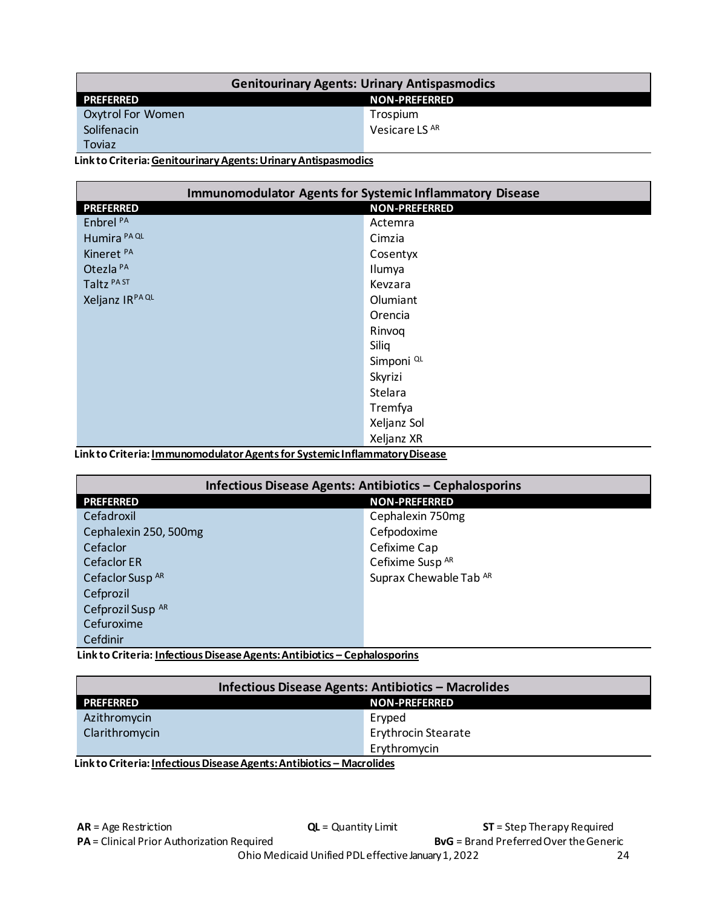| Genitourinary Agents: Urinary Antispasmodics | |
|---|---|
| **PREFERRED** | **NON-PREFERRED** |
| Oxytrol For Women | Trospium |
| Solifenacin | Vesicare LS [AR] |
| Toviaz | |

**Link to Criteria: Genitourinary Agents: Urinary Antispasmodics**

| Immunomodulator Agents for Systemic Inflammatory Disease | |
|---|---|
| **PREFERRED** | **NON-PREFERRED** |
| Enbrel [PA] | Actemra |
| Humira [PA QL] | Cimzia |
| Kineret [PA] | Cosentyx |
| Otezla [PA] | Ilumya |
| Taltz [PA ST] | Kevzara |
| Xeljanz IR [PA QL] | Olumiant |
| | Orencia |
| | Rinvoq |
| | Siliq |
| | Simponi [QL] |
| | Skyrizi |
| | Stelara |
| | Tremfya |
| | Xeljanz Sol |
| | Xeljanz XR |

**Link to Criteria: Immunomodulator Agents for Systemic Inflammatory Disease**

| Infectious Disease Agents: Antibiotics – Cephalosporins | |
|---|---|
| **PREFERRED** | **NON-PREFERRED** |
| Cefadroxil | Cephalexin 750mg |
| Cephalexin 250, 500mg | Cefpodoxime |
| Cefaclor | Cefixime Cap |
| Cefaclor ER | Cefixime Susp [AR] |
| Cefaclor Susp [AR] | Suprax Chewable Tab [AR] |
| Cefprozil | |
| Cefprozil Susp [AR] | |
| Cefuroxime | |
| Cefdinir | |

**Link to Criteria: Infectious Disease Agents: Antibiotics – Cephalosporins**

| Infectious Disease Agents: Antibiotics – Macrolides | |
|---|---|
| **PREFERRED** | **NON-PREFERRED** |
| Azithromycin | Eryped |
| Clarithromycin | Erythrocin Stearate |
| | Erythromycin |

**Link to Criteria: Infectious Disease Agents: Antibiotics – Macrolides**

**AR** = Age Restriction **QL** = Quantity Limit **ST** = Step Therapy Required
**PA** = Clinical Prior Authorization Required **BvG** = Brand Preferred Over the Generic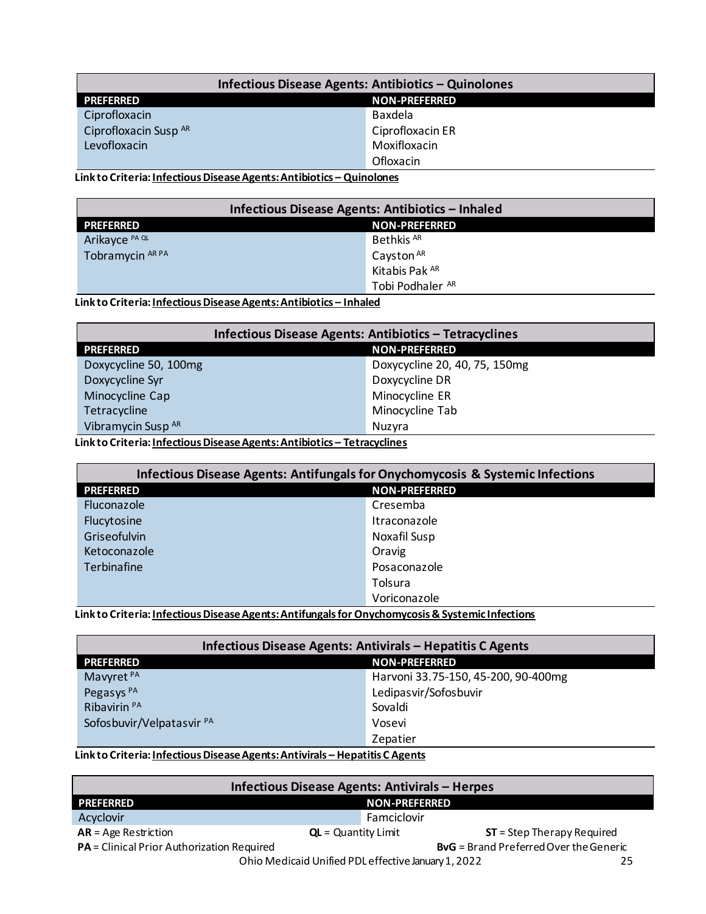| Infectious Disease Agents: Antibiotics – Quinolones | |
|---|---|
| **PREFERRED** | **NON-PREFERRED** |
| Ciprofloxacin | Baxdela |
| Ciprofloxacin Susp [AR] | Ciprofloxacin ER |
| Levofloxacin | Moxifloxacin |
| | Ofloxacin |

**Link to Criteria: Infectious Disease Agents: Antibiotics – Quinolones**

| Infectious Disease Agents: Antibiotics – Inhaled | |
|---|---|
| **PREFERRED** | **NON-PREFERRED** |
| Arikayce [PA QL] | Bethkis [AR] |
| Tobramycin [AR PA] | Cayston [AR] |
| | Kitabis Pak [AR] |
| | Tobi Podhaler [AR] |

**Link to Criteria: Infectious Disease Agents: Antibiotics – Inhaled**

| Infectious Disease Agents: Antibiotics – Tetracyclines | |
|---|---|
| **PREFERRED** | **NON-PREFERRED** |
| Doxycycline 50, 100mg | Doxycycline 20, 40, 75, 150mg |
| Doxycycline Syr | Doxycycline DR |
| Minocycline Cap | Minocycline ER |
| Tetracycline | Minocycline Tab |
| Vibramycin Susp [AR] | Nuzyra |

**Link to Criteria: Infectious Disease Agents: Antibiotics – Tetracyclines**

| Infectious Disease Agents: Antifungals for Onychomycosis & Systemic Infections | |
|---|---|
| **PREFERRED** | **NON-PREFERRED** |
| Fluconazole | Cresemba |
| Flucytosine | Itraconazole |
| Griseofulvin | Noxafil Susp |
| Ketoconazole | Oravig |
| Terbinafine | Posaconazole |
| | Tolsura |
| | Voriconazole |

**Link to Criteria: Infectious Disease Agents: Antifungals for Onychomycosis & Systemic Infections**

| Infectious Disease Agents: Antivirals – Hepatitis C Agents | |
|---|---|
| **PREFERRED** | **NON-PREFERRED** |
| Mavyret [PA] | Harvoni 33.75-150, 45-200, 90-400mg |
| Pegasys [PA] | Ledipasvir/Sofosbuvir |
| Ribavirin [PA] | Sovaldi |
| Sofosbuvir/Velpatasvir [PA] | Vosevi |
| | Zepatier |

**Link to Criteria: Infectious Disease Agents: Antivirals – Hepatitis C Agents**

| Infectious Disease Agents: Antivirals – Herpes | |
|---|---|
| **PREFERRED** | **NON-PREFERRED** |
| Acyclovir | Famciclovir |

**AR** = Age Restriction | **QL** = Quantity Limit | **ST** = Step Therapy Required
**PA** = Clinical Prior Authorization Required | **BvG** = Brand Preferred Over the Generic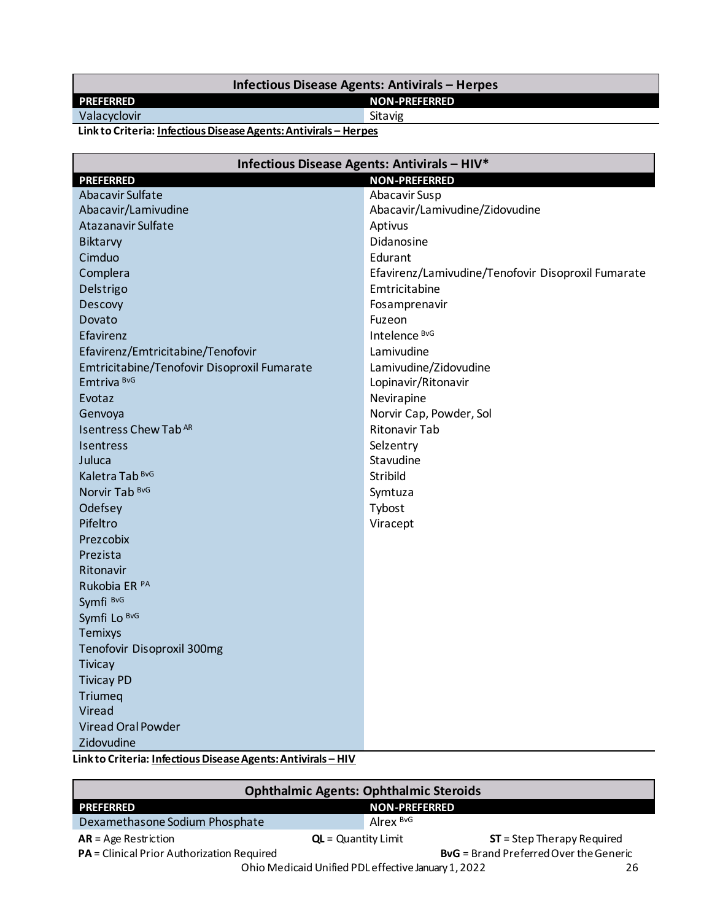| Infectious Disease Agents: Antivirals – Herpes | |
|---|---|
| **PREFERRED** | **NON-PREFERRED** |
| Valacyclovir | Sitavig |

**Link to Criteria: Infectious Disease Agents: Antivirals – Herpes**

| Infectious Disease Agents: Antivirals – HIV* | |
|---|---|
| **PREFERRED** | **NON-PREFERRED** |
| Abacavir Sulfate | Abacavir Susp |
| Abacavir/Lamivudine | Abacavir/Lamivudine/Zidovudine |
| Atazanavir Sulfate | Aptivus |
| Biktarvy | Didanosine |
| Cimduo | Edurant |
| Complera | Efavirenz/Lamivudine/Tenofovir Disoproxil Fumarate |
| Delstrigo | Emtricitabine |
| Descovy | Fosamprenavir |
| Dovato | Fuzeon |
| Efavirenz | Intelence BvG |
| Efavirenz/Emtricitabine/Tenofovir | Lamivudine |
| Emtricitabine/Tenofovir Disoproxil Fumarate | Lamivudine/Zidovudine |
| Emtriva BvG | Lopinavir/Ritonavir |
| Evotaz | Nevirapine |
| Genvoya | Norvir Cap, Powder, Sol |
| Isentress Chew Tab AR | Ritonavir Tab |
| Isentress | Selzentry |
| Juluca | Stavudine |
| Kaletra Tab BvG | Stribild |
| Norvir Tab BvG | Symtuza |
| Odefsey | Tybost |
| Pifeltro | Viracept |
| Prezcobix | |
| Prezista | |
| Ritonavir | |
| Rukobia ER PA | |
| Symfi BvG | |
| Symfi Lo BvG | |
| Temixys | |
| Tenofovir Disoproxil 300mg | |
| Tivicay | |
| Tivicay PD | |
| Triumeq | |
| Viread | |
| Viread Oral Powder | |
| Zidovudine | |

**Link to Criteria: Infectious Disease Agents: Antivirals – HIV**

| Ophthalmic Agents: Ophthalmic Steroids | |
|---|---|
| **PREFERRED** | **NON-PREFERRED** |
| Dexamethasone Sodium Phosphate | Alrex BvG |

**AR** = Age Restriction **QL** = Quantity Limit **ST** = Step Therapy Required
**PA** = Clinical Prior Authorization Required **BvG** = Brand Preferred Over the Generic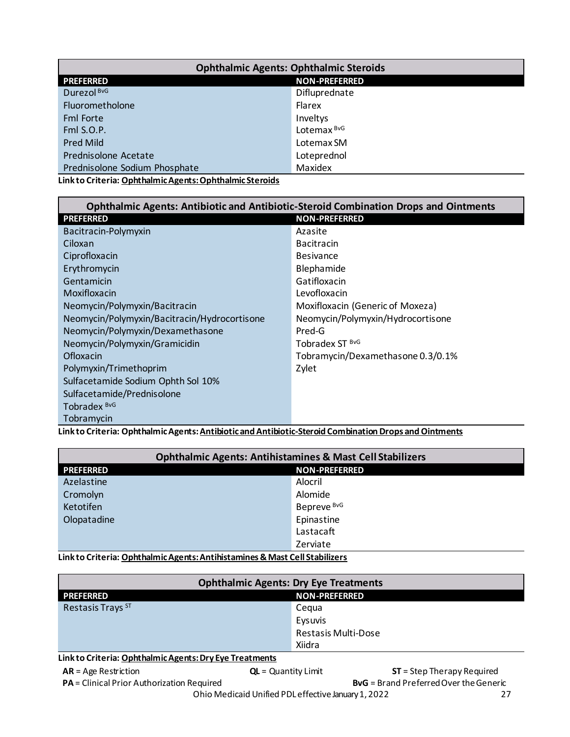| Ophthalmic Agents: Ophthalmic Steroids | |
|---|---|
| **PREFERRED** | **NON-PREFERRED** |
| Durezol BvG | Difluprednate |
| Fluorometholone | Flarex |
| Fml Forte | Inveltys |
| Fml S.O.P. | Lotemax BvG |
| Pred Mild | Lotemax SM |
| Prednisolone Acetate | Loteprednol |
| Prednisolone Sodium Phosphate | Maxidex |

**Link to Criteria: Ophthalmic Agents: Ophthalmic Steroids**

| Ophthalmic Agents: Antibiotic and Antibiotic-Steroid Combination Drops and Ointments | |
|---|---|
| **PREFERRED** | **NON-PREFERRED** |
| Bacitracin-Polymyxin | Azasite |
| Ciloxan | Bacitracin |
| Ciprofloxacin | Besivance |
| Erythromycin | Blephamide |
| Gentamicin | Gatifloxacin |
| Moxifloxacin | Levofloxacin |
| Neomycin/Polymyxin/Bacitracin | Moxifloxacin (Generic of Moxeza) |
| Neomycin/Polymyxin/Bacitracin/Hydrocortisone | Neomycin/Polymyxin/Hydrocortisone |
| Neomycin/Polymyxin/Dexamethasone | Pred-G |
| Neomycin/Polymyxin/Gramicidin | Tobradex ST BvG |
| Ofloxacin | Tobramycin/Dexamethasone 0.3/0.1% |
| Polymyxin/Trimethoprim | Zylet |
| Sulfacetamide Sodium Ophth Sol 10% | |
| Sulfacetamide/Prednisolone | |
| Tobradex BvG | |
| Tobramycin | |

**Link to Criteria: Ophthalmic Agents: Antibiotic and Antibiotic-Steroid Combination Drops and Ointments**

| Ophthalmic Agents: Antihistamines & Mast Cell Stabilizers | |
|---|---|
| **PREFERRED** | **NON-PREFERRED** |
| Azelastine | Alocril |
| Cromolyn | Alomide |
| Ketotifen | Bepreve BvG |
| Olopatadine | Epinastine |
| | Lastacaft |
| | Zerviate |

**Link to Criteria: Ophthalmic Agents: Antihistamines & Mast Cell Stabilizers**

| Ophthalmic Agents: Dry Eye Treatments | |
|---|---|
| **PREFERRED** | **NON-PREFERRED** |
| Restasis Trays ST | Cequa |
| | Eysuvis |
| | Restasis Multi-Dose |
| | Xiidra |

**Link to Criteria: Ophthalmic Agents: Dry Eye Treatments**

**AR** = Age Restriction  **QL** = Quantity Limit  **ST** = Step Therapy Required
**PA** = Clinical Prior Authorization Required  **BvG** = Brand Preferred Over the Generic

Ohio Medicaid Unified PDL effective January 1, 2022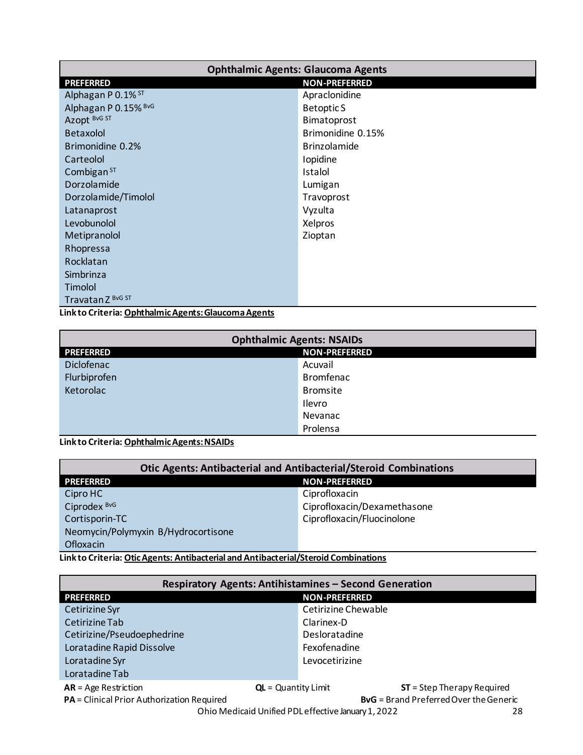| Ophthalmic Agents: Glaucoma Agents | |
|---|---|
| **PREFERRED** | **NON-PREFERRED** |
| Alphagan P 0.1% ST | Apraclonidine |
| Alphagan P 0.15% BvG | Betoptic S |
| Azopt BvG ST | Bimatoprost |
| Betaxolol | Brimonidine 0.15% |
| Brimonidine 0.2% | Brinzolamide |
| Carteolol | Iopidine |
| Combigan ST | Istalol |
| Dorzolamide | Lumigan |
| Dorzolamide/Timolol | Travoprost |
| Latanaprost | Vyzulta |
| Levobunolol | Xelpros |
| Metipranolol | Zioptan |
| Rhopressa | |
| Rocklatan | |
| Simbrinza | |
| Timolol | |
| Travatan Z BvG ST | |

**Link to Criteria: Ophthalmic Agents: Glaucoma Agents**

| Ophthalmic Agents: NSAIDs | |
|---|---|
| **PREFERRED** | **NON-PREFERRED** |
| Diclofenac | Acuvail |
| Flurbiprofen | Bromfenac |
| Ketorolac | Bromsite |
| | Ilevro |
| | Nevanac |
| | Prolensa |

**Link to Criteria: Ophthalmic Agents: NSAIDs**

| Otic Agents: Antibacterial and Antibacterial/Steroid Combinations | |
|---|---|
| **PREFERRED** | **NON-PREFERRED** |
| Cipro HC | Ciprofloxacin |
| Ciprodex BvG | Ciprofloxacin/Dexamethasone |
| Cortisporin-TC | Ciprofloxacin/Fluocinolone |
| Neomycin/Polymyxin B/Hydrocortisone | |
| Ofloxacin | |

**Link to Criteria: Otic Agents: Antibacterial and Antibacterial/Steroid Combinations**

| Respiratory Agents: Antihistamines – Second Generation | |
|---|---|
| **PREFERRED** | **NON-PREFERRED** |
| Cetirizine Syr | Cetirizine Chewable |
| Cetirizine Tab | Clarinex-D |
| Cetirizine/Pseudoephedrine | Desloratadine |
| Loratadine Rapid Dissolve | Fexofenadine |
| Loratadine Syr | Levocetirizine |
| Loratadine Tab | |

**AR** = Age Restriction **QL** = Quantity Limit **ST** = Step Therapy Required
**PA** = Clinical Prior Authorization Required **BvG** = Brand Preferred Over the Generic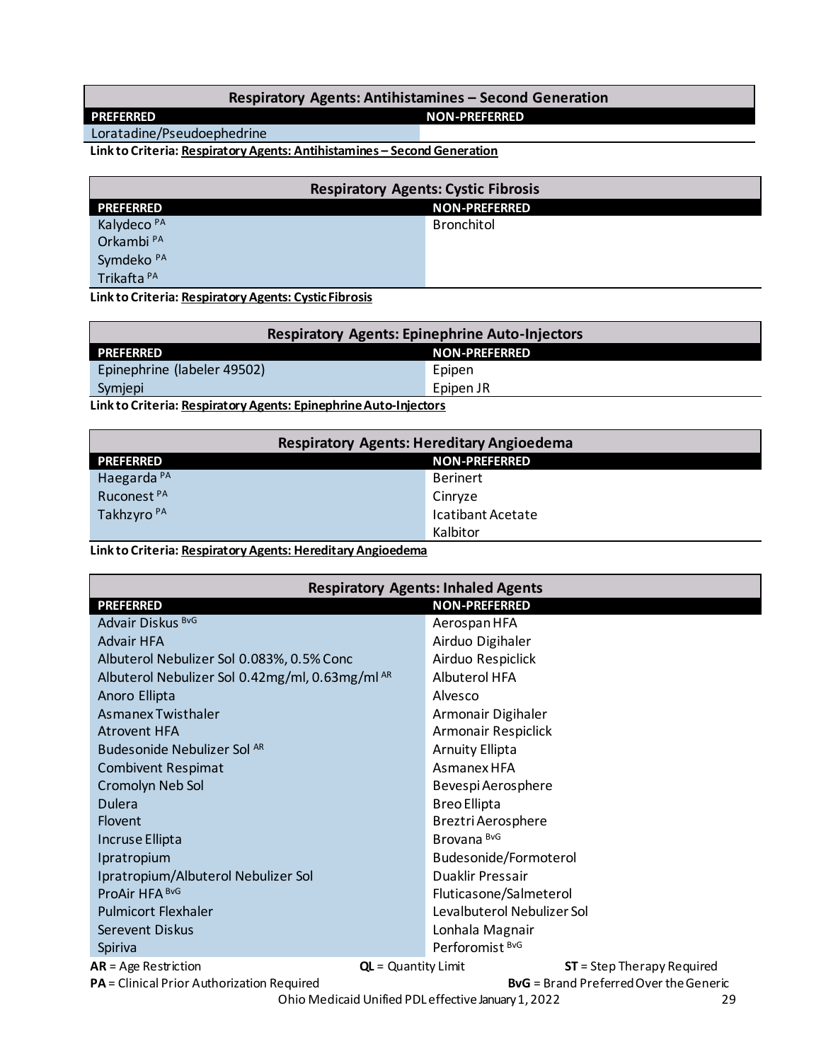## Respiratory Agents: Antihistamines – Second Generation

| PREFERRED | NON-PREFERRED |
|---|---|
| Loratadine/Pseudoephedrine | |

**Link to Criteria:** **Respiratory Agents: Antihistamines – Second Generation**

## Respiratory Agents: Cystic Fibrosis

| PREFERRED | NON-PREFERRED |
|---|---|
| Kalydeco PA | Bronchitol |
| Orkambi PA | |
| Symdeko PA | |
| Trikafta PA | |

**Link to Criteria:** **Respiratory Agents: Cystic Fibrosis**

## Respiratory Agents: Epinephrine Auto-Injectors

| PREFERRED | NON-PREFERRED |
|---|---|
| Epinephrine (labeler 49502) | Epipen |
| Symjepi | Epipen JR |

**Link to Criteria:** **Respiratory Agents: Epinephrine Auto-Injectors**

## Respiratory Agents: Hereditary Angioedema

| PREFERRED | NON-PREFERRED |
|---|---|
| Haegarda PA | Berinert |
| Ruconest PA | Cinryze |
| Takhzyro PA | Icatibant Acetate |
| | Kalbitor |

**Link to Criteria:** **Respiratory Agents: Hereditary Angioedema**

## Respiratory Agents: Inhaled Agents

| PREFERRED | NON-PREFERRED |
|---|---|
| Advair Diskus BvG | Aerospan HFA |
| Advair HFA | Airduo Digihaler |
| Albuterol Nebulizer Sol 0.083%, 0.5% Conc | Airduo Respiclick |
| Albuterol Nebulizer Sol 0.42mg/ml, 0.63mg/ml AR | Albuterol HFA |
| Anoro Ellipta | Alvesco |
| Asmanex Twisthaler | Armonair Digihaler |
| Atrovent HFA | Armonair Respiclick |
| Budesonide Nebulizer Sol AR | Arnuity Ellipta |
| Combivent Respimat | Asmanex HFA |
| Cromolyn Neb Sol | Bevespi Aerosphere |
| Dulera | Breo Ellipta |
| Flovent | Breztri Aerosphere |
| Incruse Ellipta | Brovana BvG |
| Ipratropium | Budesonide/Formoterol |
| Ipratropium/Albuterol Nebulizer Sol | Duaklir Pressair |
| ProAir HFA BvG | Fluticasone/Salmeterol |
| Pulmicort Flexhaler | Levalbuterol Nebulizer Sol |
| Serevent Diskus | Lonhala Magnair |
| Spiriva | Perforomist BvG |

**AR** = Age Restriction **QL** = Quantity Limit **ST** = Step Therapy Required
**PA** = Clinical Prior Authorization Required **BvG** = Brand Preferred Over the Generic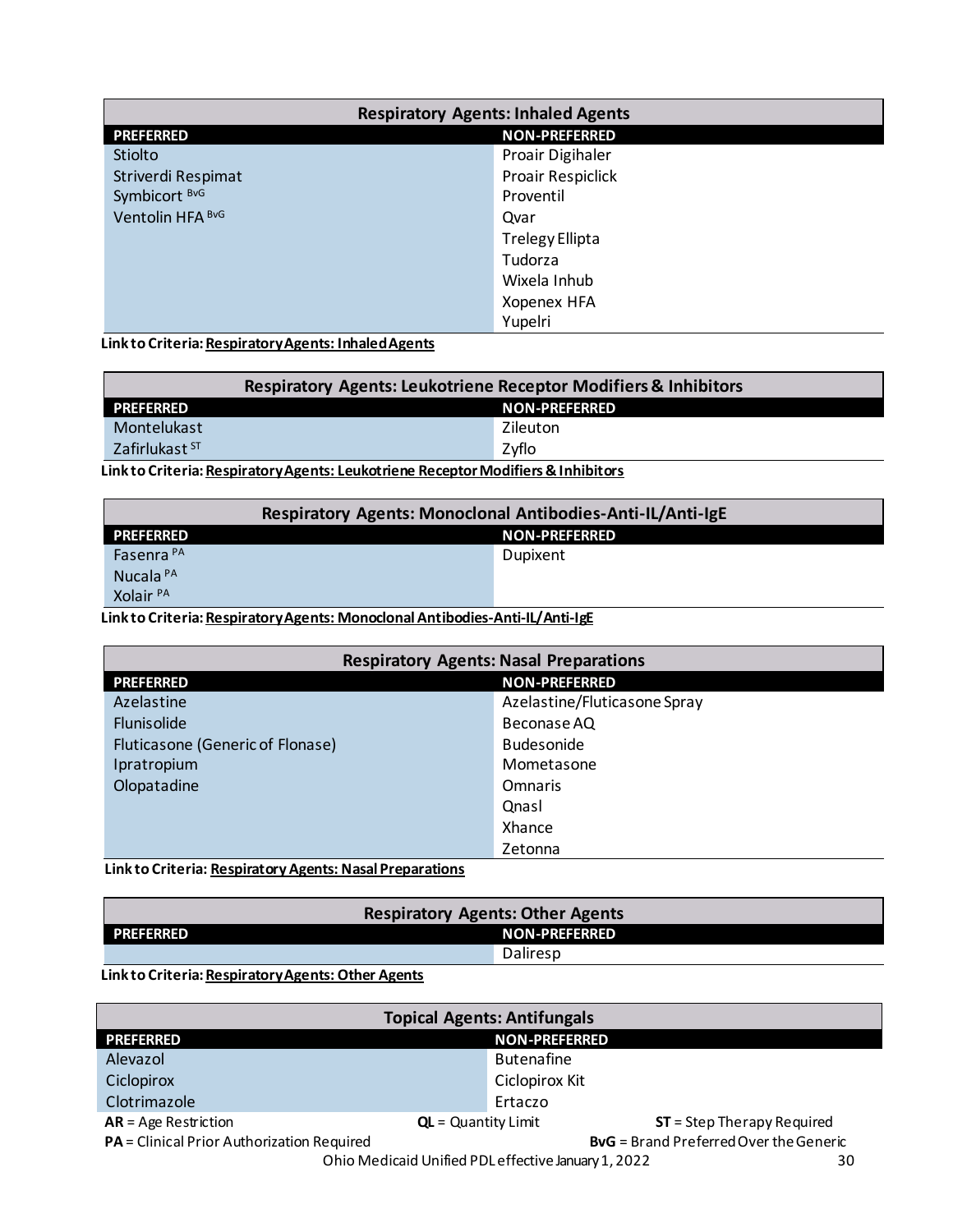| Respiratory Agents: Inhaled Agents | |
|---|---|
| **PREFERRED** | **NON-PREFERRED** |
| Stiolto | Proair Digihaler |
| Striverdi Respimat | Proair Respiclick |
| Symbicort BvG | Proventil |
| Ventolin HFA BvG | Qvar |
| | Trelegy Ellipta |
| | Tudorza |
| | Wixela Inhub |
| | Xopenex HFA |
| | Yupelri |

**Link to Criteria: Respiratory Agents: Inhaled Agents**

| Respiratory Agents: Leukotriene Receptor Modifiers & Inhibitors | |
|---|---|
| **PREFERRED** | **NON-PREFERRED** |
| Montelukast | Zileuton |
| Zafirlukast ST | Zyflo |

**Link to Criteria: Respiratory Agents: Leukotriene Receptor Modifiers & Inhibitors**

| Respiratory Agents: Monoclonal Antibodies-Anti-IL/Anti-IgE | |
|---|---|
| **PREFERRED** | **NON-PREFERRED** |
| Fasenra PA | Dupixent |
| Nucala PA | |
| Xolair PA | |

**Link to Criteria: Respiratory Agents: Monoclonal Antibodies-Anti-IL/Anti-IgE**

| Respiratory Agents: Nasal Preparations | |
|---|---|
| **PREFERRED** | **NON-PREFERRED** |
| Azelastine | Azelastine/Fluticasone Spray |
| Flunisolide | Beconase AQ |
| Fluticasone (Generic of Flonase) | Budesonide |
| Ipratropium | Mometasone |
| Olopatadine | Omnaris |
| | Qnasl |
| | Xhance |
| | Zetonna |

**Link to Criteria: Respiratory Agents: Nasal Preparations**

| Respiratory Agents: Other Agents | |
|---|---|
| **PREFERRED** | **NON-PREFERRED** |
| | Daliresp |

**Link to Criteria: Respiratory Agents: Other Agents**

| Topical Agents: Antifungals | |
|---|---|
| **PREFERRED** | **NON-PREFERRED** |
| Alevazol | Butenafine |
| Ciclopirox | Ciclopirox Kit |
| Clotrimazole | Ertaczo |

**AR** = Age Restriction **QL** = Quantity Limit **ST** = Step Therapy Required
**PA** = Clinical Prior Authorization Required **BvG** = Brand Preferred Over the Generic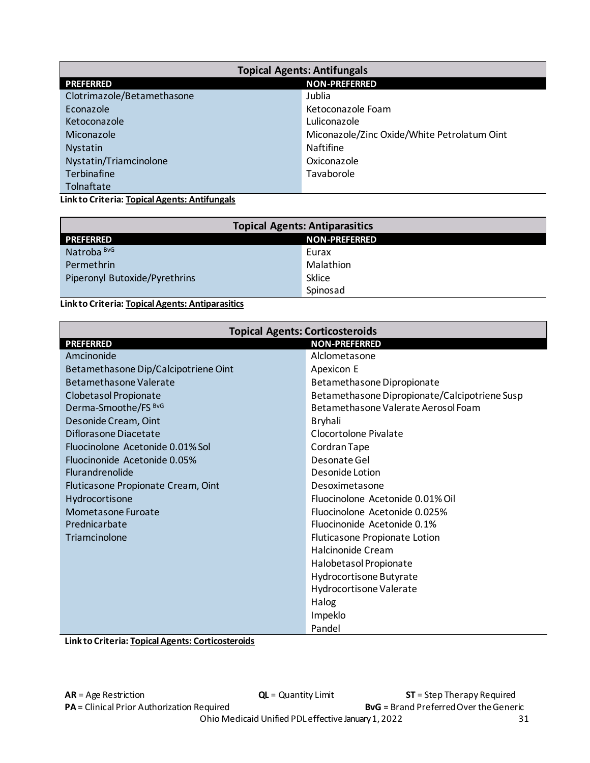| Topical Agents: Antifungals | |
|---|---|
| **PREFERRED** | **NON-PREFERRED** |
| Clotrimazole/Betamethasone | Jublia |
| Econazole | Ketoconazole Foam |
| Ketoconazole | Luliconazole |
| Miconazole | Miconazole/Zinc Oxide/White Petrolatum Oint |
| Nystatin | Naftifine |
| Nystatin/Triamcinolone | Oxiconazole |
| Terbinafine | Tavaborole |
| Tolnaftate | |

**Link to Criteria: Topical Agents: Antifungals**

| Topical Agents: Antiparasitics | |
|---|---|
| **PREFERRED** | **NON-PREFERRED** |
| Natroba BvG | Eurax |
| Permethrin | Malathion |
| Piperonyl Butoxide/Pyrethrins | Sklice |
| | Spinosad |

**Link to Criteria: Topical Agents: Antiparasitics**

| Topical Agents: Corticosteroids | |
|---|---|
| **PREFERRED** | **NON-PREFERRED** |
| Amcinonide | Alclometasone |
| Betamethasone Dip/Calcipotriene Oint | Apexicon E |
| Betamethasone Valerate | Betamethasone Dipropionate |
| Clobetasol Propionate | Betamethasone Dipropionate/Calcipotriene Susp |
| Derma-Smoothe/FS BvG | Betamethasone Valerate Aerosol Foam |
| Desonide Cream, Oint | Bryhali |
| Diflorasone Diacetate | Clocortolone Pivalate |
| Fluocinolone Acetonide 0.01% Sol | Cordran Tape |
| Fluocinonide Acetonide 0.05% | Desonate Gel |
| Flurandrenolide | Desonide Lotion |
| Fluticasone Propionate Cream, Oint | Desoximetasone |
| Hydrocortisone | Fluocinolone Acetonide 0.01% Oil |
| Mometasone Furoate | Fluocinolone Acetonide 0.025% |
| Prednicarbate | Fluocinonide Acetonide 0.1% |
| Triamcinolone | Fluticasone Propionate Lotion |
| | Halcinonide Cream |
| | Halobetasol Propionate |
| | Hydrocortisone Butyrate |
| | Hydrocortisone Valerate |
| | Halog |
| | Impeklo |
| | Pandel |

**Link to Criteria: Topical Agents: Corticosteroids**

**AR** = Age Restriction  **QL** = Quantity Limit  **ST** = Step Therapy Required
**PA** = Clinical Prior Authorization Required  **BvG** = Brand Preferred Over the Generic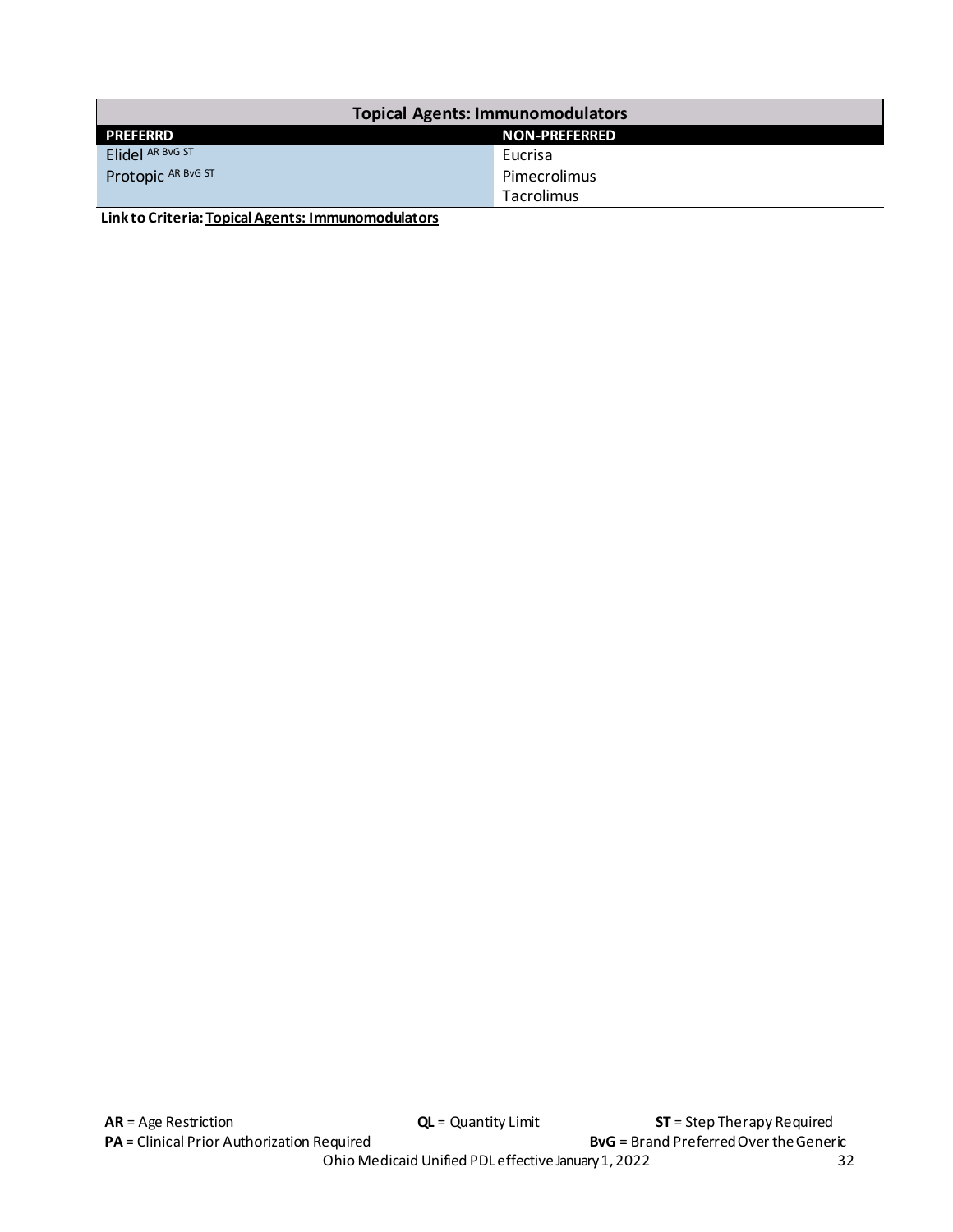| Topical Agents: Immunomodulators | |
|---|---|
| PREFERRD | NON-PREFERRED |
| Elidel AR BvG ST | Eucrisa |
| Protopic AR BvG ST | Pimecrolimus |
| | Tacrolimus |

**Link to Criteria: Topical Agents: Immunomodulators**

**AR** = Age Restriction **QL** = Quantity Limit **ST** = Step Therapy Required
**PA** = Clinical Prior Authorization Required **BvG** = Brand Preferred Over the Generic